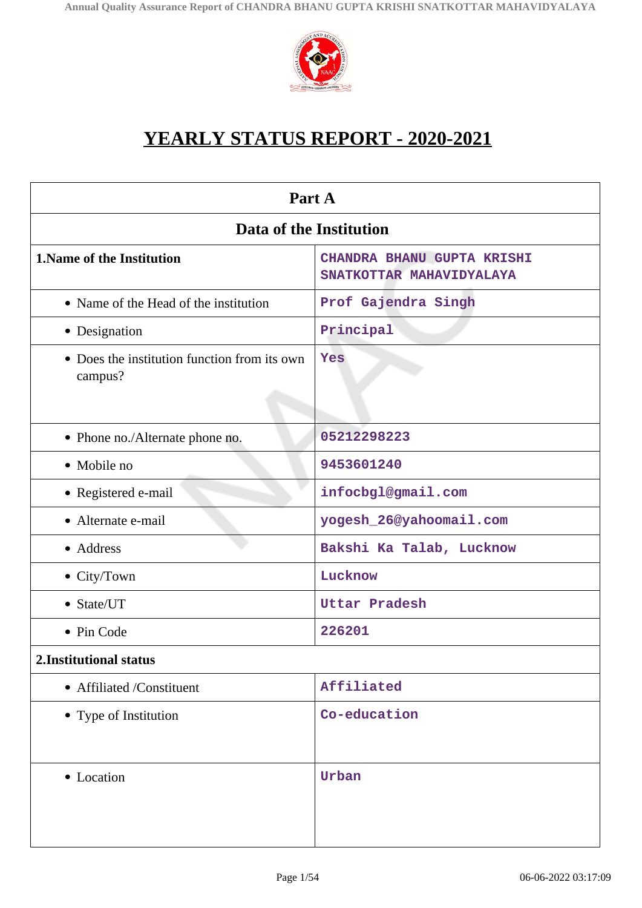# YEARLY STATUS REPORT - 2020-2021

| Part A | |
|---|---|
| **Data of the Institution** | |
| **1.Name of the Institution** | CHANDRA BHANU GUPTA KRISHI SNATKOTTAR MAHAVIDYALAYA |
| • Name of the Head of the institution | Prof Gajendra Singh |
| • Designation | Principal |
| • Does the institution function from its own campus? | Yes |
| • Phone no./Alternate phone no. | 05212298223 |
| • Mobile no | 9453601240 |
| • Registered e-mail | infocbgl@gmail.com |
| • Alternate e-mail | yogesh_26@yahoomail.com |
| • Address | Bakshi Ka Talab, Lucknow |
| • City/Town | Lucknow |
| • State/UT | Uttar Pradesh |
| • Pin Code | 226201 |
| **2.Institutional status** | |
| • Affiliated /Constituent | Affiliated |
| • Type of Institution | Co-education |
| • Location | Urban |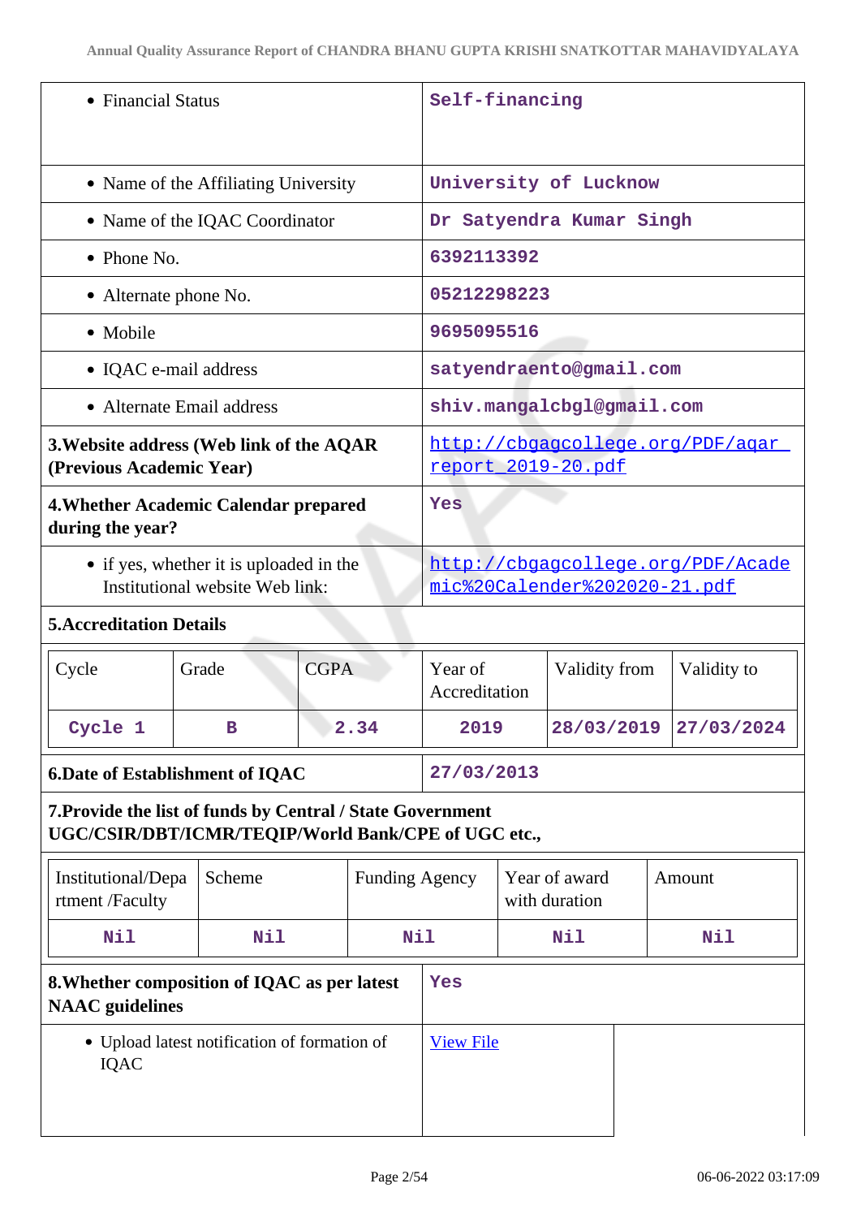| | |
|---|---|
| • Financial Status | Self-financing |
| • Name of the Affiliating University | University of Lucknow |
| • Name of the IQAC Coordinator | Dr Satyendra Kumar Singh |
| • Phone No. | 6392113392 |
| • Alternate phone No. | 05212298223 |
| • Mobile | 9695095516 |
| • IQAC e-mail address | satyendraento@gmail.com |
| • Alternate Email address | shiv.mangalcbgl@gmail.com |
| **3.Website address (Web link of the AQAR (Previous Academic Year)** | http://cbgagcollege.org/PDF/aqar_report_2019-20.pdf |
| **4.Whether Academic Calendar prepared during the year?** | Yes |
| • if yes, whether it is uploaded in the Institutional website Web link: | http://cbgagcollege.org/PDF/Academic%20Calender%202020-21.pdf |

**5.Accreditation Details**

| Cycle | Grade | CGPA | Year of Accreditation | Validity from | Validity to |
|---|---|---|---|---|---|
| Cycle 1 | B | 2.34 | 2019 | 28/03/2019 | 27/03/2024 |

| | |
|---|---|
| **6.Date of Establishment of IQAC** | 27/03/2013 |

**7.Provide the list of funds by Central / State Government UGC/CSIR/DBT/ICMR/TEQIP/World Bank/CPE of UGC etc.,**

| Institutional/Department /Faculty | Scheme | Funding Agency | Year of award with duration | Amount |
|---|---|---|---|---|
| Nil | Nil | Nil | Nil | Nil |

| | |
|---|---|
| **8.Whether composition of IQAC as per latest NAAC guidelines** | Yes |
| • Upload latest notification of formation of IQAC | View File |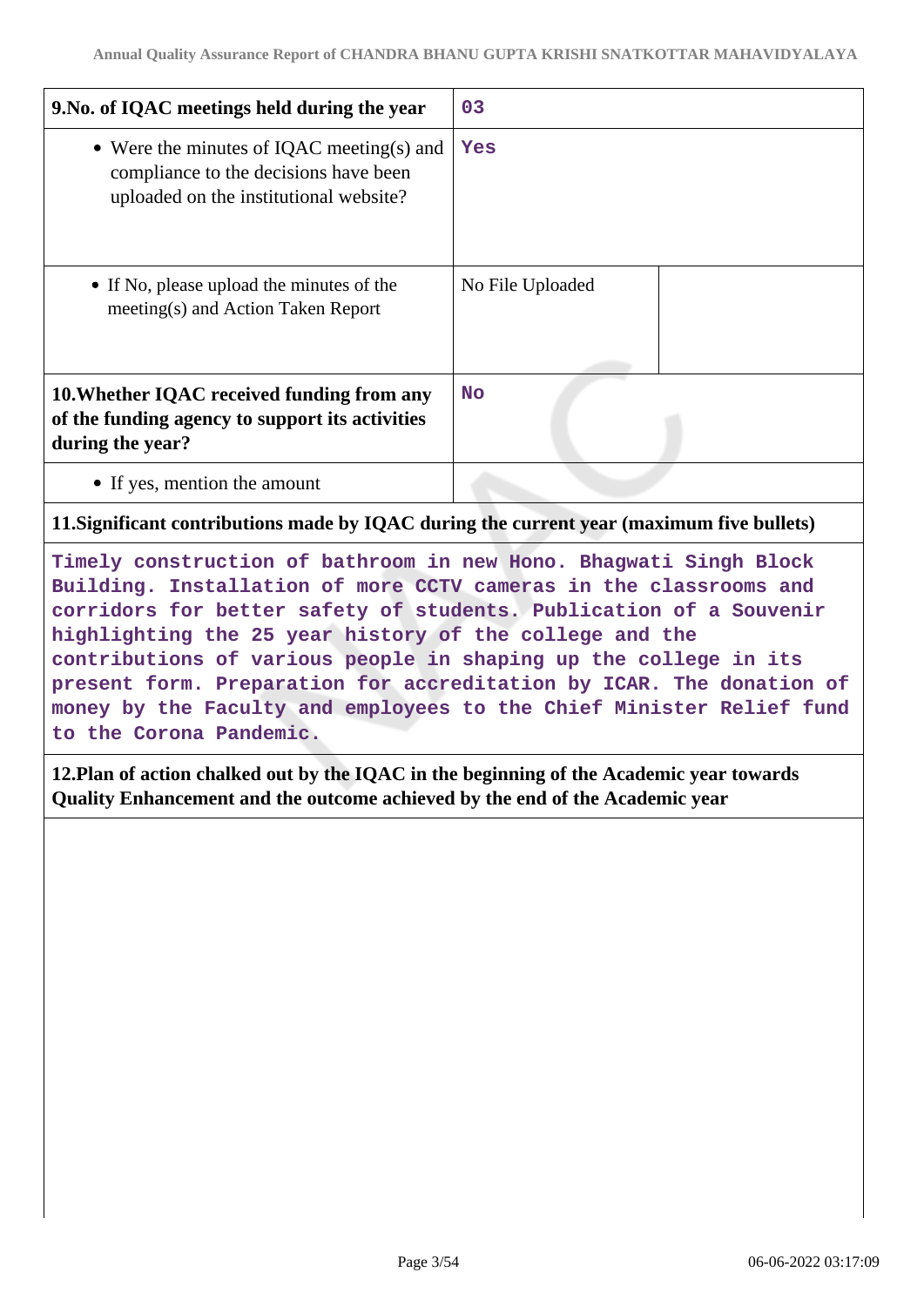| | | |
|---|---|---|
| **9.No. of IQAC meetings held during the year** | 03 | |
| • Were the minutes of IQAC meeting(s) and compliance to the decisions have been uploaded on the institutional website? | Yes | |
| • If No, please upload the minutes of the meeting(s) and Action Taken Report | No File Uploaded | |
| **10.Whether IQAC received funding from any of the funding agency to support its activities during the year?** | No | |
| • If yes, mention the amount | | |

**11.Significant contributions made by IQAC during the current year (maximum five bullets)**

Timely construction of bathroom in new Hono. Bhagwati Singh Block Building. Installation of more CCTV cameras in the classrooms and corridors for better safety of students. Publication of a Souvenir highlighting the 25 year history of the college and the contributions of various people in shaping up the college in its present form. Preparation for accreditation by ICAR. The donation of money by the Faculty and employees to the Chief Minister Relief fund to the Corona Pandemic.

**12.Plan of action chalked out by the IQAC in the beginning of the Academic year towards Quality Enhancement and the outcome achieved by the end of the Academic year**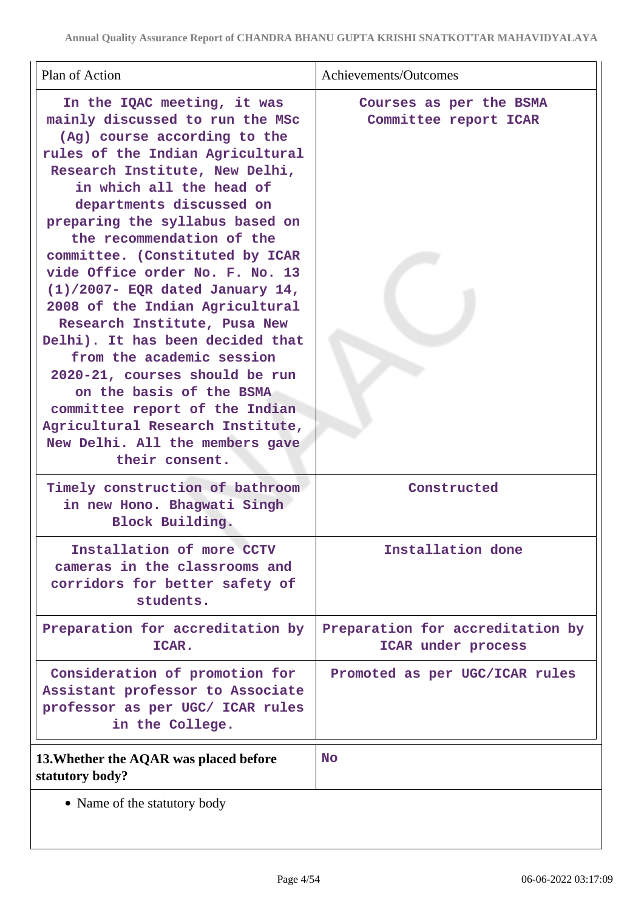| Plan of Action | Achievements/Outcomes |
|---|---|
| In the IQAC meeting, it was mainly discussed to run the MSc (Ag) course according to the rules of the Indian Agricultural Research Institute, New Delhi, in which all the head of departments discussed on preparing the syllabus based on the recommendation of the committee. (Constituted by ICAR vide Office order No. F. No. 13 (1)/2007- EQR dated January 14, 2008 of the Indian Agricultural Research Institute, Pusa New Delhi). It has been decided that from the academic session 2020-21, courses should be run on the basis of the BSMA committee report of the Indian Agricultural Research Institute, New Delhi. All the members gave their consent. | Courses as per the BSMA Committee report ICAR |
| Timely construction of bathroom in new Hono. Bhagwati Singh Block Building. | Constructed |
| Installation of more CCTV cameras in the classrooms and corridors for better safety of students. | Installation done |
| Preparation for accreditation by ICAR. | Preparation for accreditation by ICAR under process |
| Consideration of promotion for Assistant professor to Associate professor as per UGC/ ICAR rules in the College. | Promoted as per UGC/ICAR rules |

| **13.Whether the AQAR was placed before statutory body?** | No |
|---|---|

- Name of the statutory body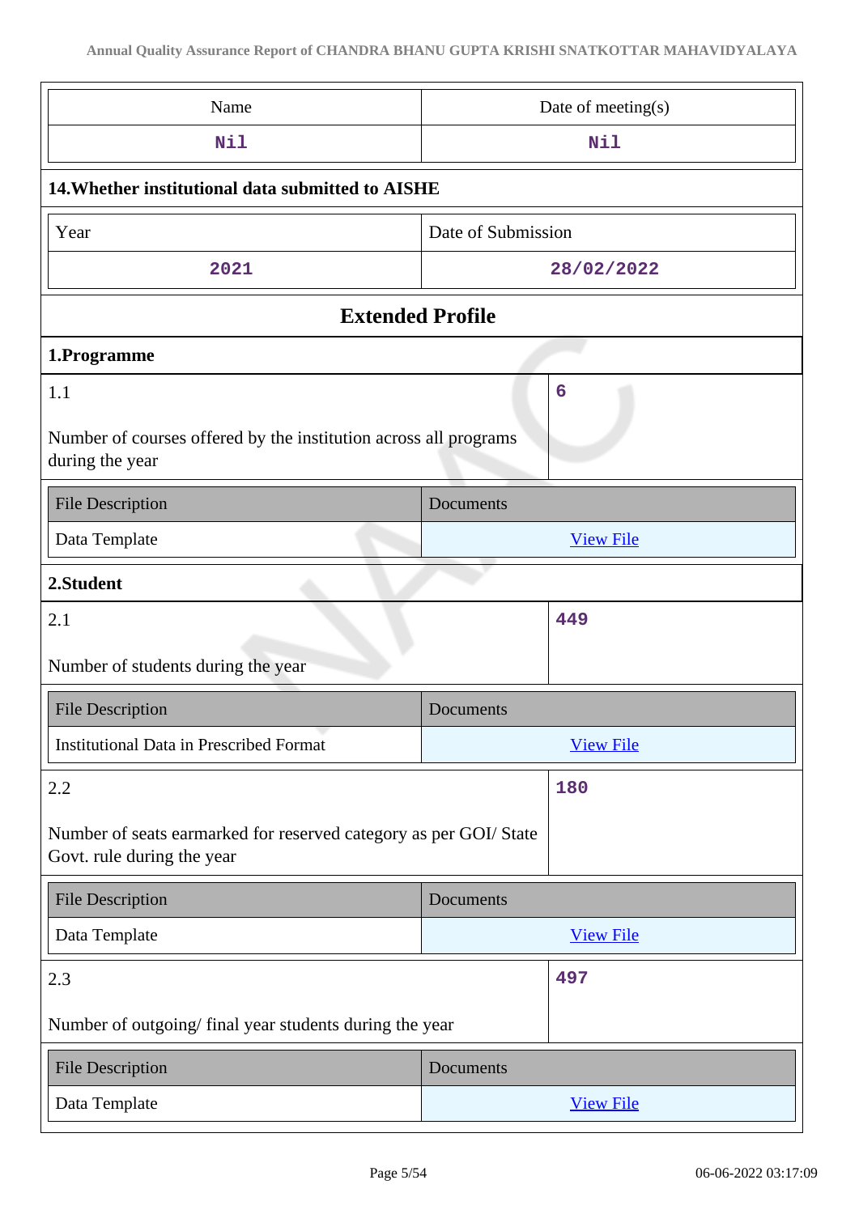| Name | Date of meeting(s) |
|---|---|
| Nil | Nil |

**14.Whether institutional data submitted to AISHE**

| Year | Date of Submission |
|---|---|
| 2021 | 28/02/2022 |

## Extended Profile

### 1.Programme

| 1.1<br><br>Number of courses offered by the institution across all programs during the year | 6 |
|---|---|

| File Description | Documents |
|---|---|
| Data Template | View File |

### 2.Student

| 2.1<br><br>Number of students during the year | 449 |
|---|---|

| File Description | Documents |
|---|---|
| Institutional Data in Prescribed Format | View File |

| 2.2<br><br>Number of seats earmarked for reserved category as per GOI/ State Govt. rule during the year | 180 |
|---|---|

| File Description | Documents |
|---|---|
| Data Template | View File |

| 2.3<br><br>Number of outgoing/ final year students during the year | 497 |
|---|---|

| File Description | Documents |
|---|---|
| Data Template | View File |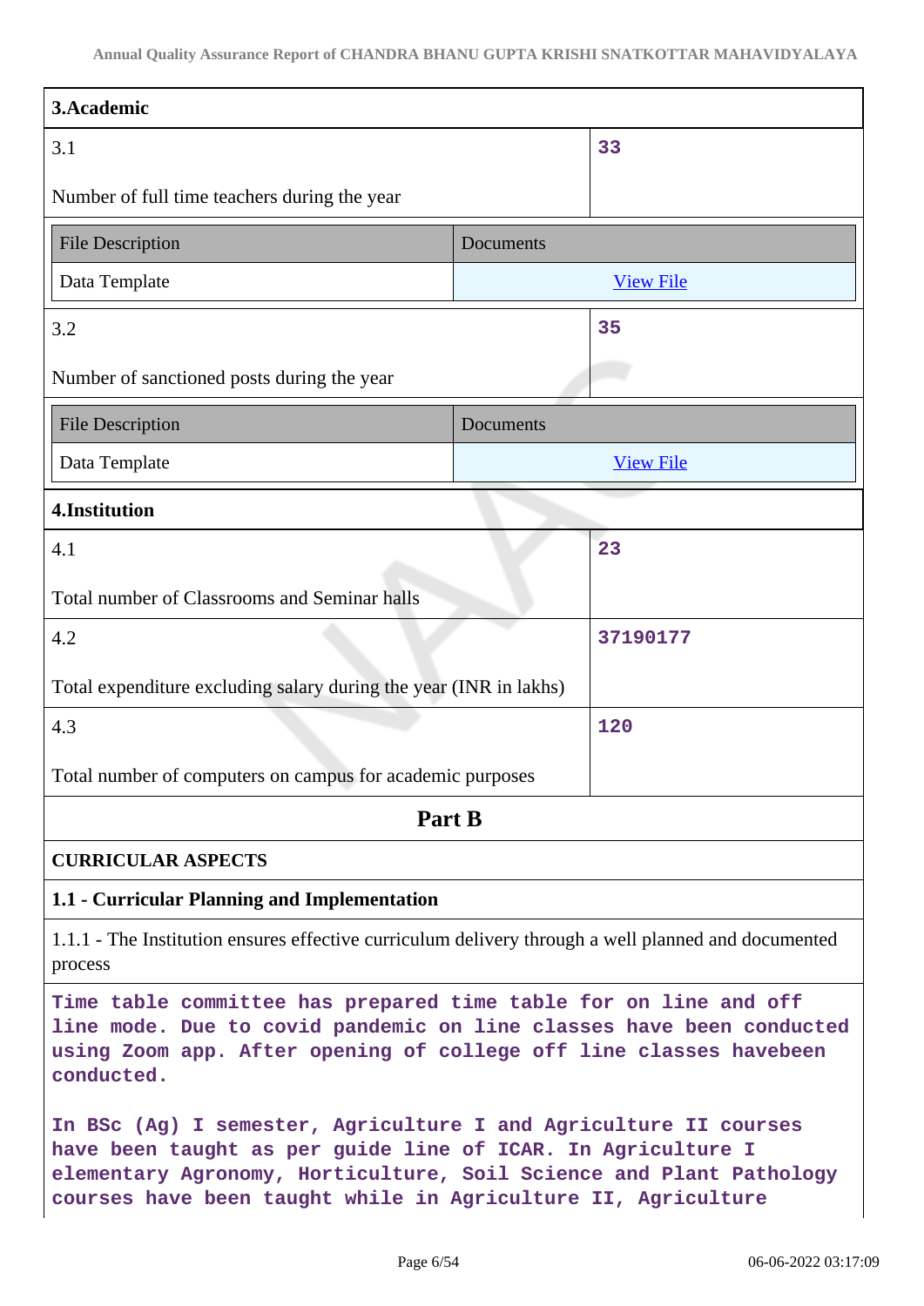| 3.Academic | |
|---|---|
| 3.1<br><br>Number of full time teachers during the year | 33 |

| File Description | Documents |
|---|---|
| Data Template | View File |

| 3.2<br><br>Number of sanctioned posts during the year | 35 |
|---|---|

| File Description | Documents |
|---|---|
| Data Template | View File |

| 4.Institution | |
|---|---|
| 4.1<br><br>Total number of Classrooms and Seminar halls | 23 |
| 4.2<br><br>Total expenditure excluding salary during the year (INR in lakhs) | 37190177 |
| 4.3<br><br>Total number of computers on campus for academic purposes | 120 |

## Part B

### CURRICULAR ASPECTS

### 1.1 - Curricular Planning and Implementation

1.1.1 - The Institution ensures effective curriculum delivery through a well planned and documented process

Time table committee has prepared time table for on line and off line mode. Due to covid pandemic on line classes have been conducted using Zoom app. After opening of college off line classes havebeen conducted.

In BSc (Ag) I semester, Agriculture I and Agriculture II courses have been taught as per guide line of ICAR. In Agriculture I elementary Agronomy, Horticulture, Soil Science and Plant Pathology courses have been taught while in Agriculture II, Agriculture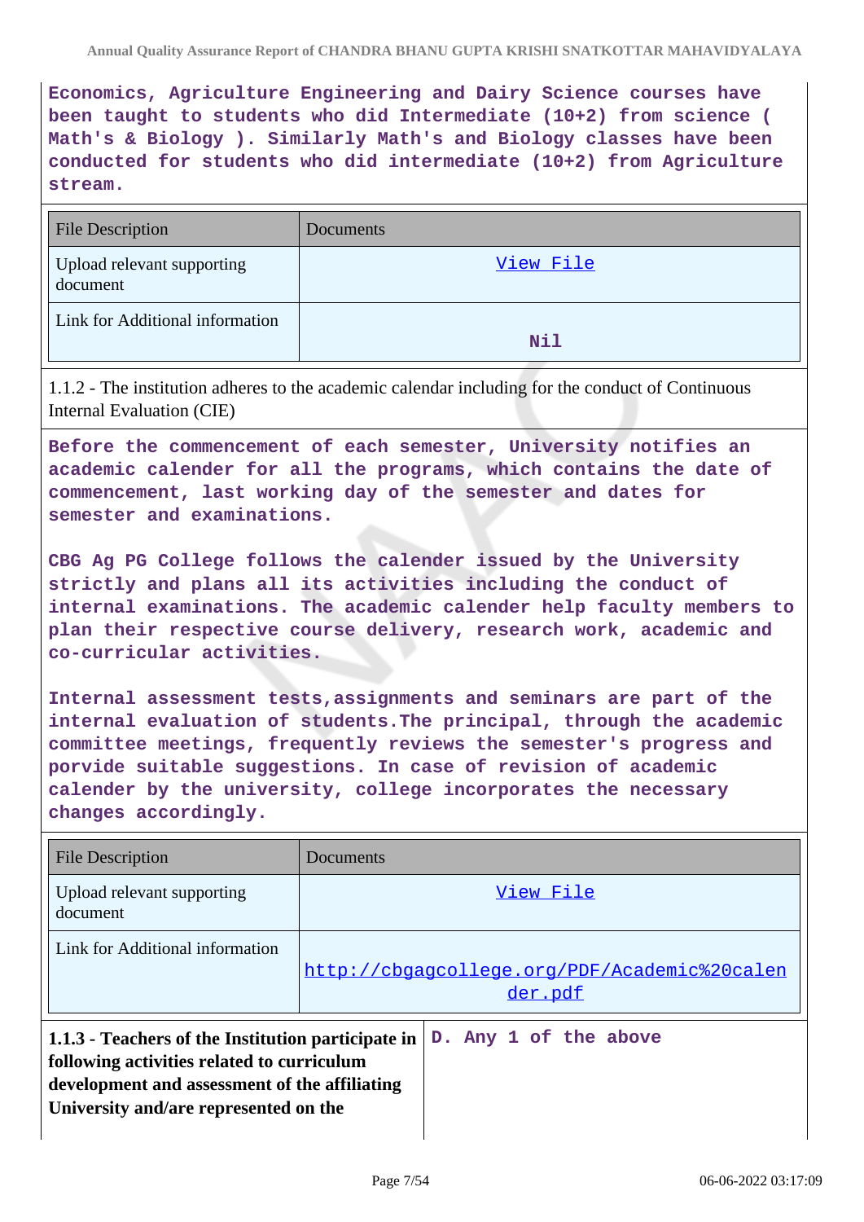**Economics, Agriculture Engineering and Dairy Science courses have been taught to students who did Intermediate (10+2) from science ( Math's & Biology ). Similarly Math's and Biology classes have been conducted for students who did intermediate (10+2) from Agriculture stream.**

| File Description | Documents |
| --- | --- |
| Upload relevant supporting document | View File |
| Link for Additional information | Nil |

1.1.2 - The institution adheres to the academic calendar including for the conduct of Continuous Internal Evaluation (CIE)

**Before the commencement of each semester, University notifies an academic calender for all the programs, which contains the date of commencement, last working day of the semester and dates for semester and examinations.**

**CBG Ag PG College follows the calender issued by the University strictly and plans all its activities including the conduct of internal examinations. The academic calender help faculty members to plan their respective course delivery, research work, academic and co-curricular activities.**

**Internal assessment tests,assignments and seminars are part of the internal evaluation of students.The principal, through the academic committee meetings, frequently reviews the semester's progress and porvide suitable suggestions. In case of revision of academic calender by the university, college incorporates the necessary changes accordingly.**

| File Description | Documents |
| --- | --- |
| Upload relevant supporting document | View File |
| Link for Additional information | http://cbgagcollege.org/PDF/Academic%20calender.pdf |

| **1.1.3 - Teachers of the Institution participate in following activities related to curriculum development and assessment of the affiliating University and/are represented on the** | **D. Any 1 of the above** |
| --- | --- |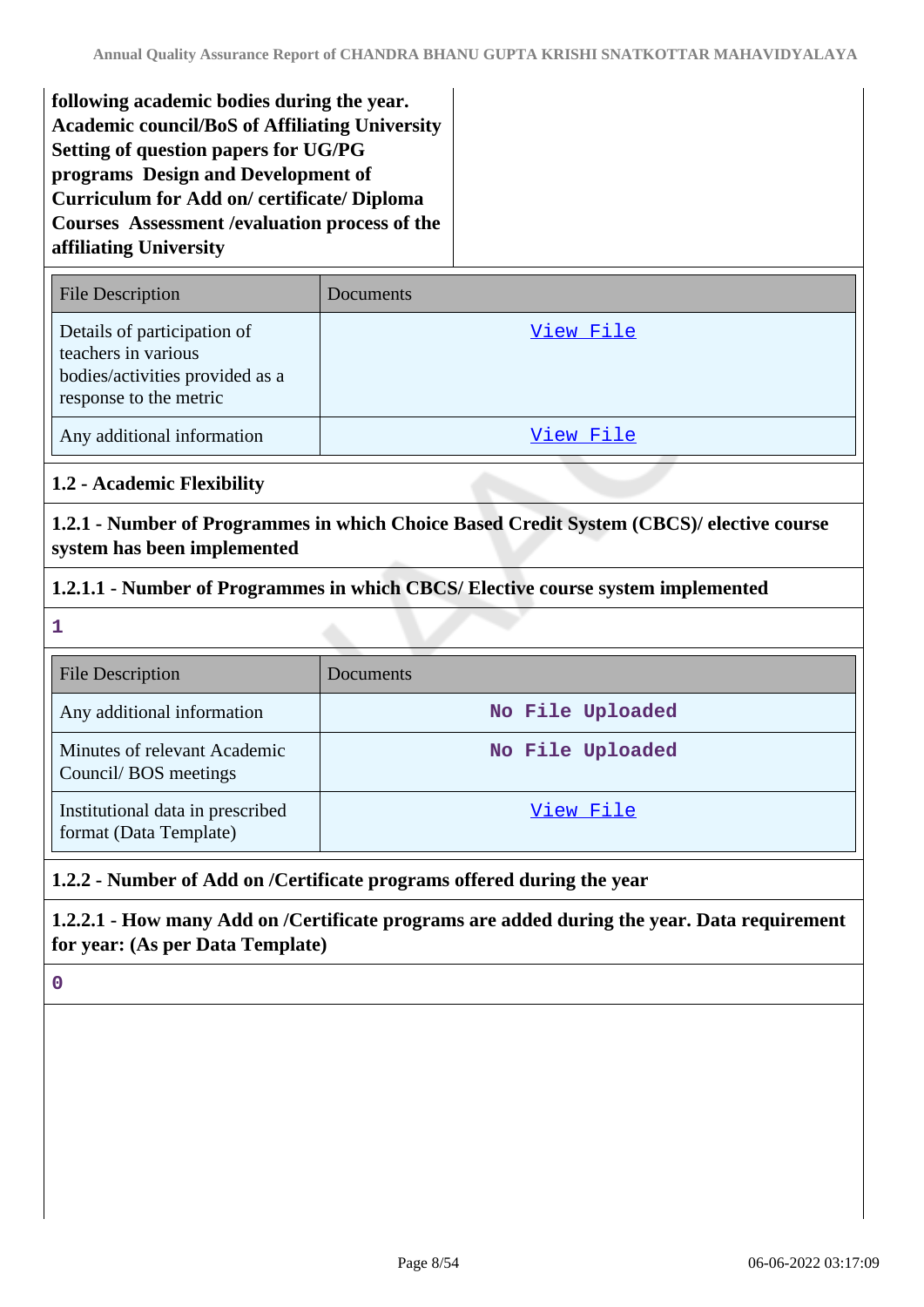**following academic bodies during the year. Academic council/BoS of Affiliating University Setting of question papers for UG/PG programs Design and Development of Curriculum for Add on/ certificate/ Diploma Courses Assessment /evaluation process of the affiliating University**

| File Description | Documents |
|---|---|
| Details of participation of teachers in various bodies/activities provided as a response to the metric | View File |
| Any additional information | View File |

**1.2 - Academic Flexibility**

**1.2.1 - Number of Programmes in which Choice Based Credit System (CBCS)/ elective course system has been implemented**

**1.2.1.1 - Number of Programmes in which CBCS/ Elective course system implemented**

1

| File Description | Documents |
|---|---|
| Any additional information | No File Uploaded |
| Minutes of relevant Academic Council/ BOS meetings | No File Uploaded |
| Institutional data in prescribed format (Data Template) | View File |

**1.2.2 - Number of Add on /Certificate programs offered during the year**

**1.2.2.1 - How many Add on /Certificate programs are added during the year. Data requirement for year: (As per Data Template)**

0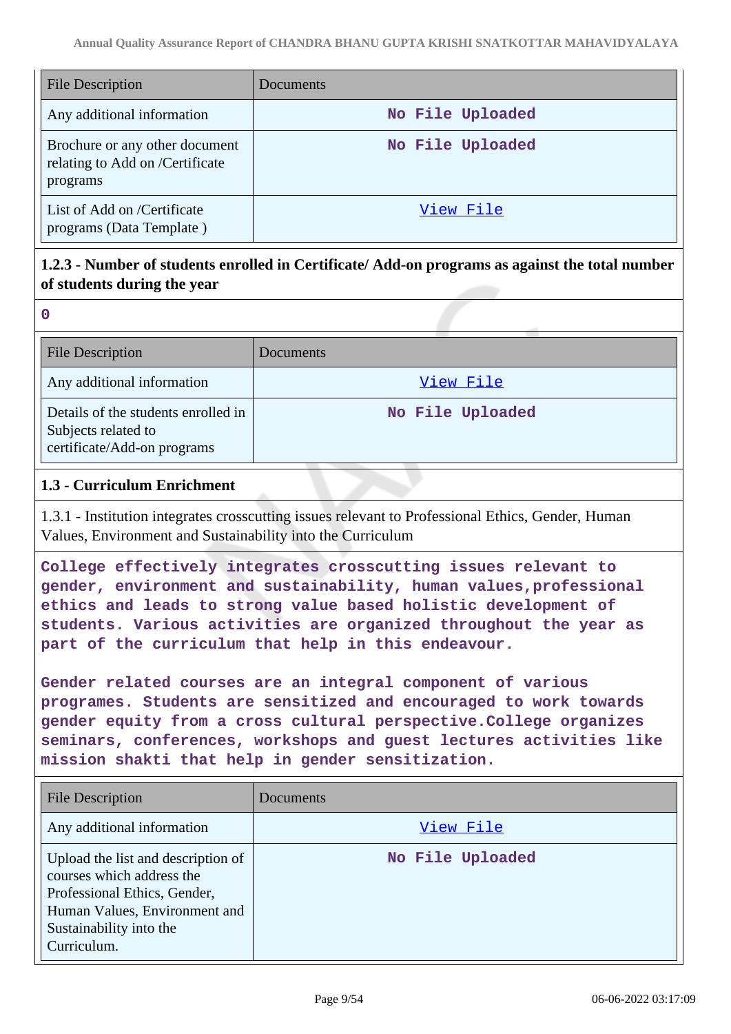| File Description | Documents |
|---|---|
| Any additional information | No File Uploaded |
| Brochure or any other document relating to Add on /Certificate programs | No File Uploaded |
| List of Add on /Certificate programs (Data Template ) | View File |

**1.2.3 - Number of students enrolled in Certificate/ Add-on programs as against the total number of students during the year**

0

| File Description | Documents |
|---|---|
| Any additional information | View File |
| Details of the students enrolled in Subjects related to certificate/Add-on programs | No File Uploaded |

### 1.3 - Curriculum Enrichment

1.3.1 - Institution integrates crosscutting issues relevant to Professional Ethics, Gender, Human Values, Environment and Sustainability into the Curriculum

College effectively integrates crosscutting issues relevant to gender, environment and sustainability, human values,professional ethics and leads to strong value based holistic development of students. Various activities are organized throughout the year as part of the curriculum that help in this endeavour.

Gender related courses are an integral component of various programes. Students are sensitized and encouraged to work towards gender equity from a cross cultural perspective.College organizes seminars, conferences, workshops and guest lectures activities like mission shakti that help in gender sensitization.

| File Description | Documents |
|---|---|
| Any additional information | View File |
| Upload the list and description of courses which address the Professional Ethics, Gender, Human Values, Environment and Sustainability into the Curriculum. | No File Uploaded |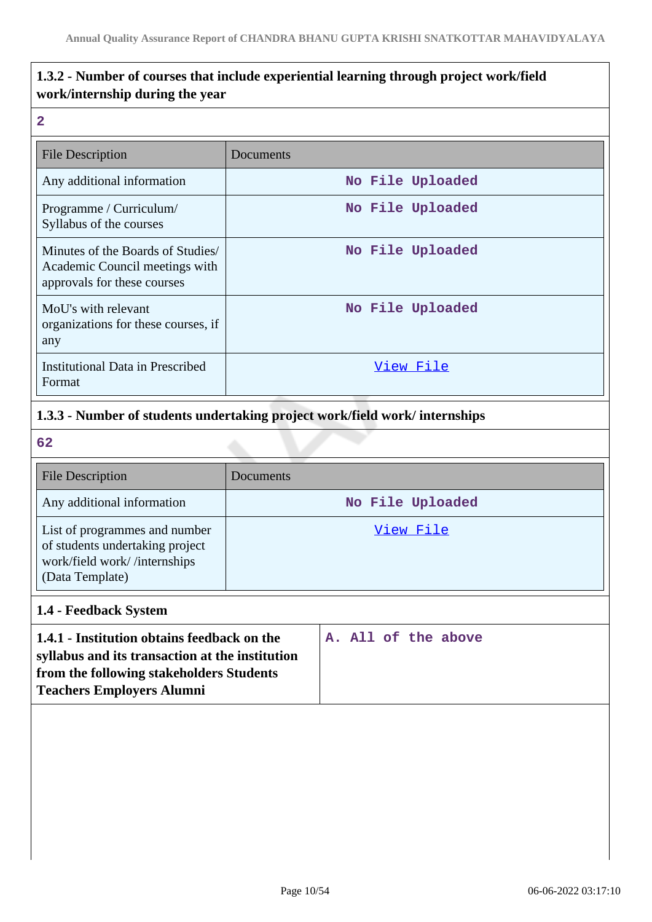### 1.3.2 - Number of courses that include experiential learning through project work/field work/internship during the year

2

| File Description | Documents |
|---|---|
| Any additional information | No File Uploaded |
| Programme / Curriculum/ Syllabus of the courses | No File Uploaded |
| Minutes of the Boards of Studies/ Academic Council meetings with approvals for these courses | No File Uploaded |
| MoU's with relevant organizations for these courses, if any | No File Uploaded |
| Institutional Data in Prescribed Format | View File |

### 1.3.3 - Number of students undertaking project work/field work/ internships

62

| File Description | Documents |
|---|---|
| Any additional information | No File Uploaded |
| List of programmes and number of students undertaking project work/field work/ /internships (Data Template) | View File |

### 1.4 - Feedback System

| **1.4.1 - Institution obtains feedback on the syllabus and its transaction at the institution from the following stakeholders Students Teachers Employers Alumni** | A. All of the above |
|---|---|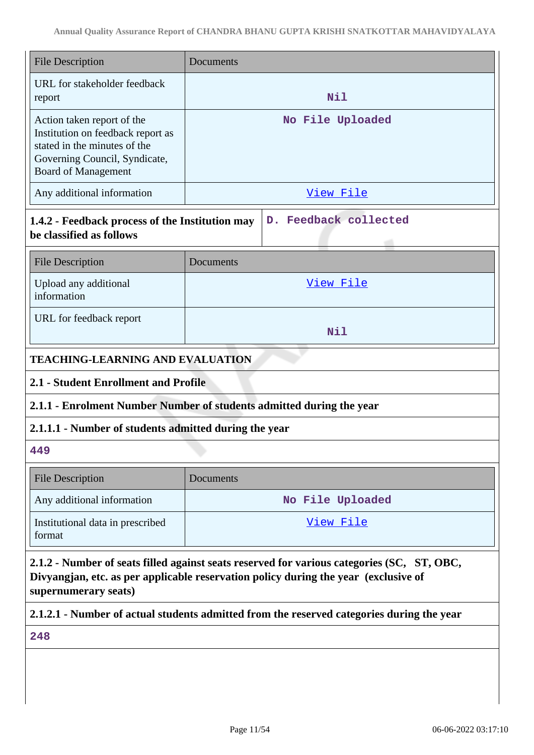| File Description | Documents |
| --- | --- |
| URL for stakeholder feedback report | Nil |
| Action taken report of the Institution on feedback report as stated in the minutes of the Governing Council, Syndicate, Board of Management | No File Uploaded |
| Any additional information | View File |

| 1.4.2 - Feedback process of the Institution may be classified as follows | D. Feedback collected |
| --- | --- |

| File Description | Documents |
| --- | --- |
| Upload any additional information | View File |
| URL for feedback report | Nil |

**TEACHING-LEARNING AND EVALUATION**

**2.1 - Student Enrollment and Profile**

**2.1.1 - Enrolment Number Number of students admitted during the year**

**2.1.1.1 - Number of students admitted during the year**

449

| File Description | Documents |
| --- | --- |
| Any additional information | No File Uploaded |
| Institutional data in prescribed format | View File |

**2.1.2 - Number of seats filled against seats reserved for various categories (SC, ST, OBC, Divyangjan, etc. as per applicable reservation policy during the year (exclusive of supernumerary seats)**

**2.1.2.1 - Number of actual students admitted from the reserved categories during the year**

248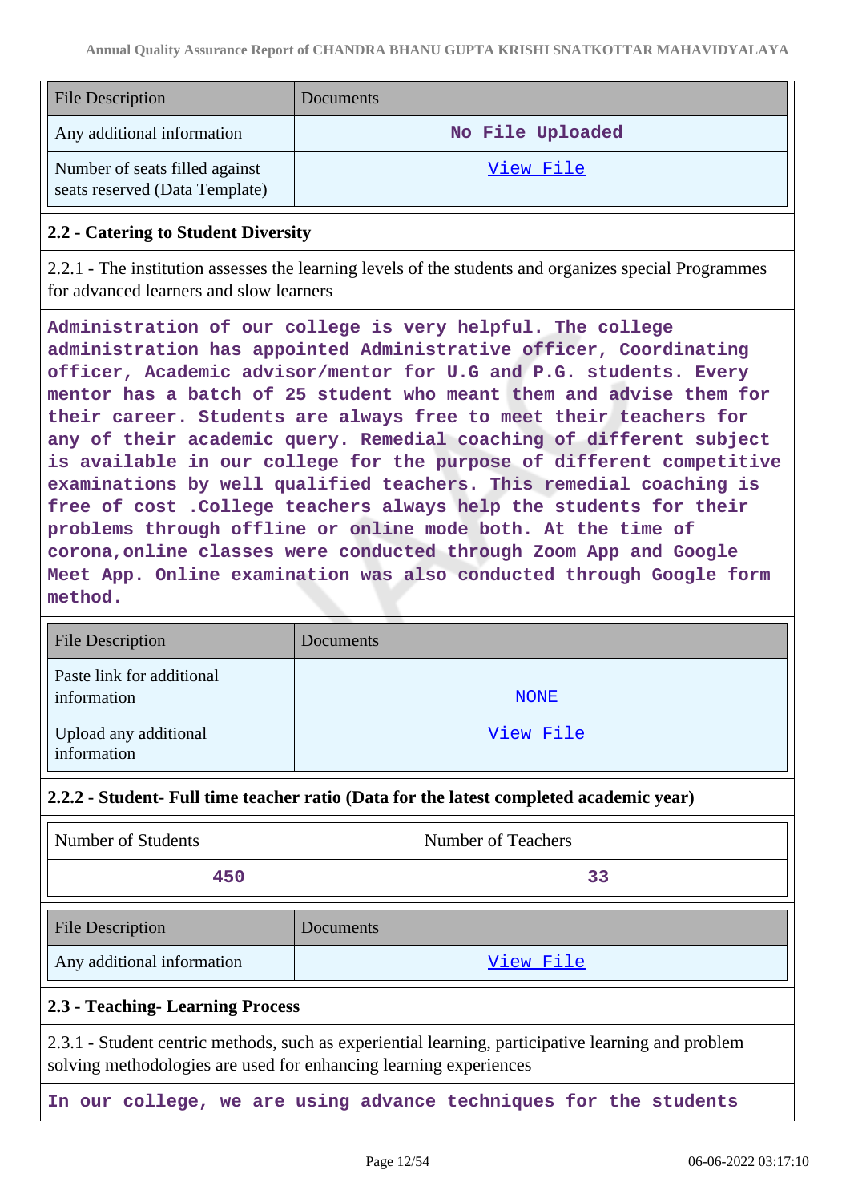| File Description | Documents |
| --- | --- |
| Any additional information | No File Uploaded |
| Number of seats filled against seats reserved (Data Template) | View File |

## 2.2 - Catering to Student Diversity

2.2.1 - The institution assesses the learning levels of the students and organizes special Programmes for advanced learners and slow learners

**Administration of our college is very helpful. The college administration has appointed Administrative officer, Coordinating officer, Academic advisor/mentor for U.G and P.G. students. Every mentor has a batch of 25 student who meant them and advise them for their career. Students are always free to meet their teachers for any of their academic query. Remedial coaching of different subject is available in our college for the purpose of different competitive examinations by well qualified teachers. This remedial coaching is free of cost .College teachers always help the students for their problems through offline or online mode both. At the time of corona,online classes were conducted through Zoom App and Google Meet App. Online examination was also conducted through Google form method.**

| File Description | Documents |
| --- | --- |
| Paste link for additional information | NONE |
| Upload any additional information | View File |

2.2.2 - Student- Full time teacher ratio (Data for the latest completed academic year)

| Number of Students | Number of Teachers |
| --- | --- |
| 450 | 33 |

| File Description | Documents |
| --- | --- |
| Any additional information | View File |

## 2.3 - Teaching- Learning Process

2.3.1 - Student centric methods, such as experiential learning, participative learning and problem solving methodologies are used for enhancing learning experiences

**In our college, we are using advance techniques for the students**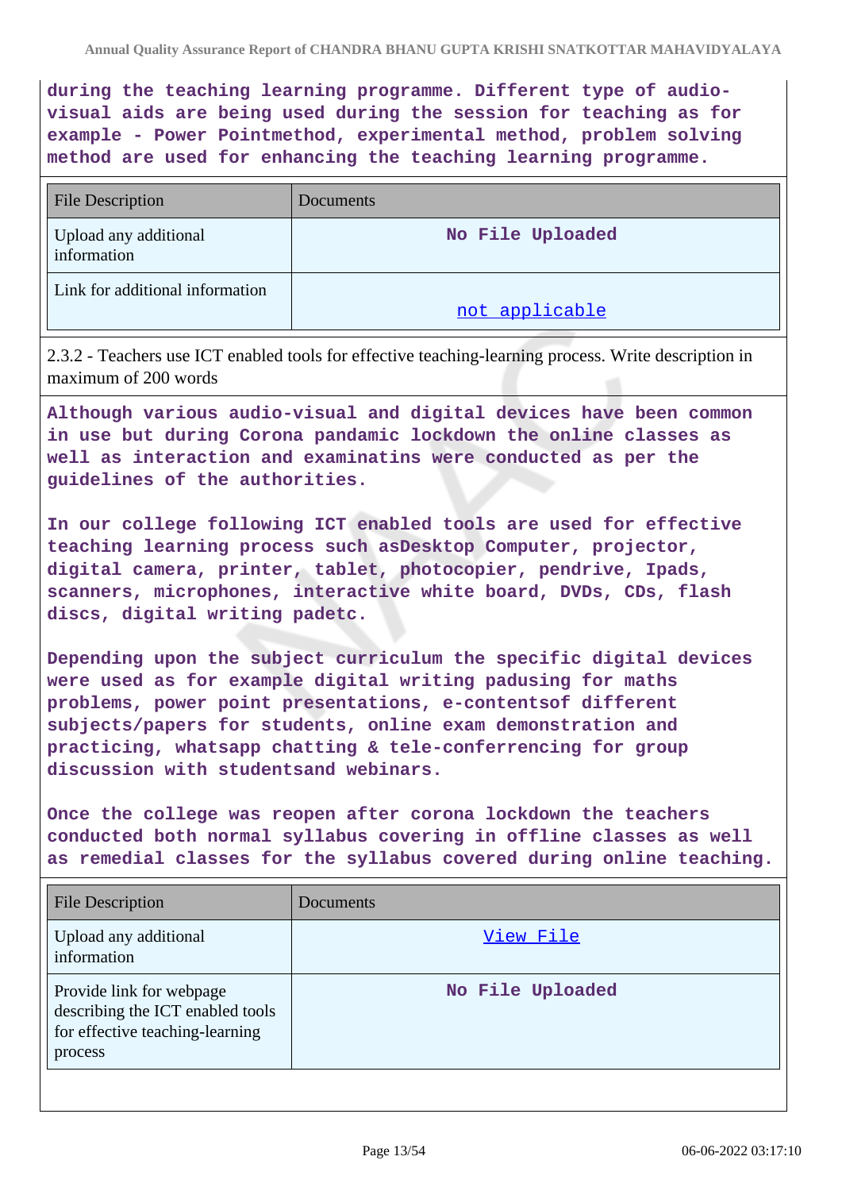during the teaching learning programme. Different type of audio-visual aids are being used during the session for teaching as for example - Power Pointmethod, experimental method, problem solving method are used for enhancing the teaching learning programme.

| File Description | Documents |
|---|---|
| Upload any additional information | No File Uploaded |
| Link for additional information | not applicable |

2.3.2 - Teachers use ICT enabled tools for effective teaching-learning process. Write description in maximum of 200 words

Although various audio-visual and digital devices have been common in use but during Corona pandamic lockdown the online classes as well as interaction and examinatins were conducted as per the guidelines of the authorities.

In our college following ICT enabled tools are used for effective teaching learning process such asDesktop Computer, projector, digital camera, printer, tablet, photocopier, pendrive, Ipads, scanners, microphones, interactive white board, DVDs, CDs, flash discs, digital writing padetc.

Depending upon the subject curriculum the specific digital devices were used as for example digital writing padusing for maths problems, power point presentations, e-contentsof different subjects/papers for students, online exam demonstration and practicing, whatsapp chatting & tele-conferrencing for group discussion with studentsand webinars.

Once the college was reopen after corona lockdown the teachers conducted both normal syllabus covering in offline classes as well as remedial classes for the syllabus covered during online teaching.

| File Description | Documents |
|---|---|
| Upload any additional information | View File |
| Provide link for webpage describing the ICT enabled tools for effective teaching-learning process | No File Uploaded |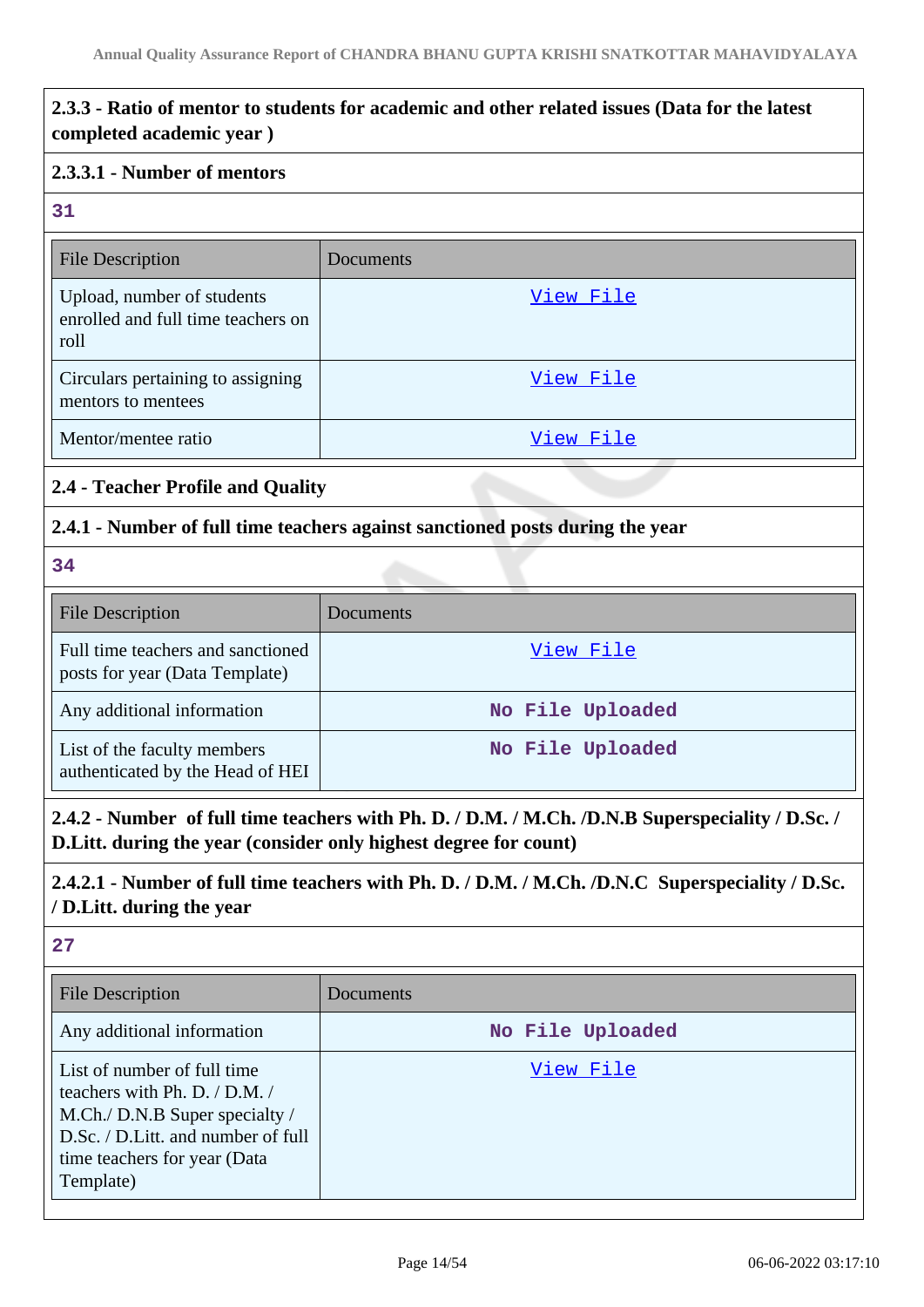**2.3.3 - Ratio of mentor to students for academic and other related issues (Data for the latest completed academic year )**

**2.3.3.1 - Number of mentors**

31

| File Description | Documents |
|---|---|
| Upload, number of students enrolled and full time teachers on roll | View File |
| Circulars pertaining to assigning mentors to mentees | View File |
| Mentor/mentee ratio | View File |

**2.4 - Teacher Profile and Quality**

**2.4.1 - Number of full time teachers against sanctioned posts during the year**

34

| File Description | Documents |
|---|---|
| Full time teachers and sanctioned posts for year (Data Template) | View File |
| Any additional information | No File Uploaded |
| List of the faculty members authenticated by the Head of HEI | No File Uploaded |

**2.4.2 - Number of full time teachers with Ph. D. / D.M. / M.Ch. /D.N.B Superspeciality / D.Sc. / D.Litt. during the year (consider only highest degree for count)**

**2.4.2.1 - Number of full time teachers with Ph. D. / D.M. / M.Ch. /D.N.C Superspeciality / D.Sc. / D.Litt. during the year**

27

| File Description | Documents |
|---|---|
| Any additional information | No File Uploaded |
| List of number of full time teachers with Ph. D. / D.M. / M.Ch./ D.N.B Super specialty / D.Sc. / D.Litt. and number of full time teachers for year (Data Template) | View File |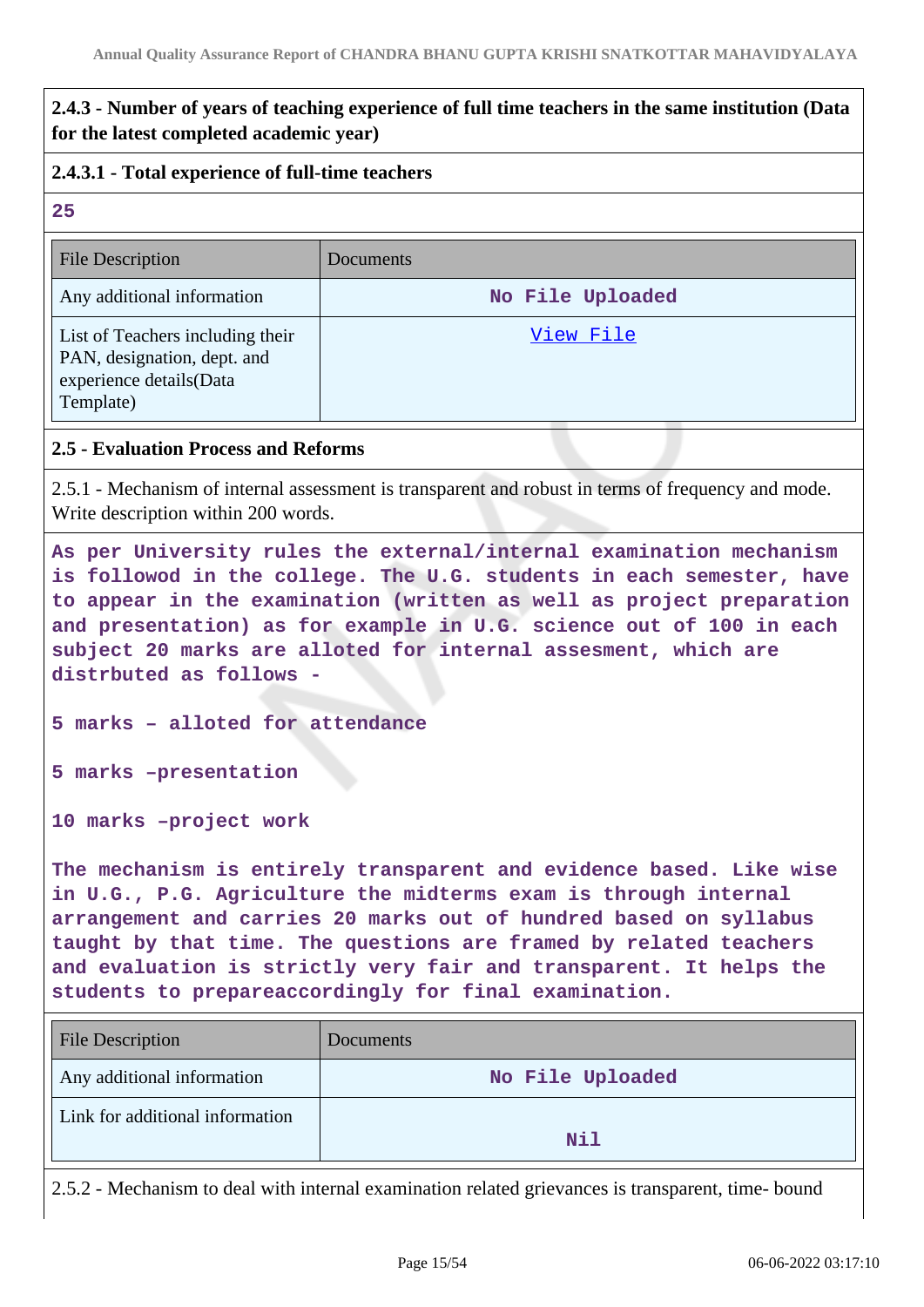**2.4.3 - Number of years of teaching experience of full time teachers in the same institution (Data for the latest completed academic year)**

**2.4.3.1 - Total experience of full-time teachers**

**25**

| File Description | Documents |
|---|---|
| Any additional information | No File Uploaded |
| List of Teachers including their PAN, designation, dept. and experience details(Data Template) | View File |

**2.5 - Evaluation Process and Reforms**

2.5.1 - Mechanism of internal assessment is transparent and robust in terms of frequency and mode. Write description within 200 words.

**As per University rules the external/internal examination mechanism is followod in the college. The U.G. students in each semester, have to appear in the examination (written as well as project preparation and presentation) as for example in U.G. science out of 100 in each subject 20 marks are alloted for internal assesment, which are distrbuted as follows -**

**5 marks – alloted for attendance**

**5 marks –presentation**

**10 marks –project work**

**The mechanism is entirely transparent and evidence based. Like wise in U.G., P.G. Agriculture the midterms exam is through internal arrangement and carries 20 marks out of hundred based on syllabus taught by that time. The questions are framed by related teachers and evaluation is strictly very fair and transparent. It helps the students to prepareaccordingly for final examination.**

| File Description | Documents |
|---|---|
| Any additional information | No File Uploaded |
| Link for additional information | Nil |

2.5.2 - Mechanism to deal with internal examination related grievances is transparent, time- bound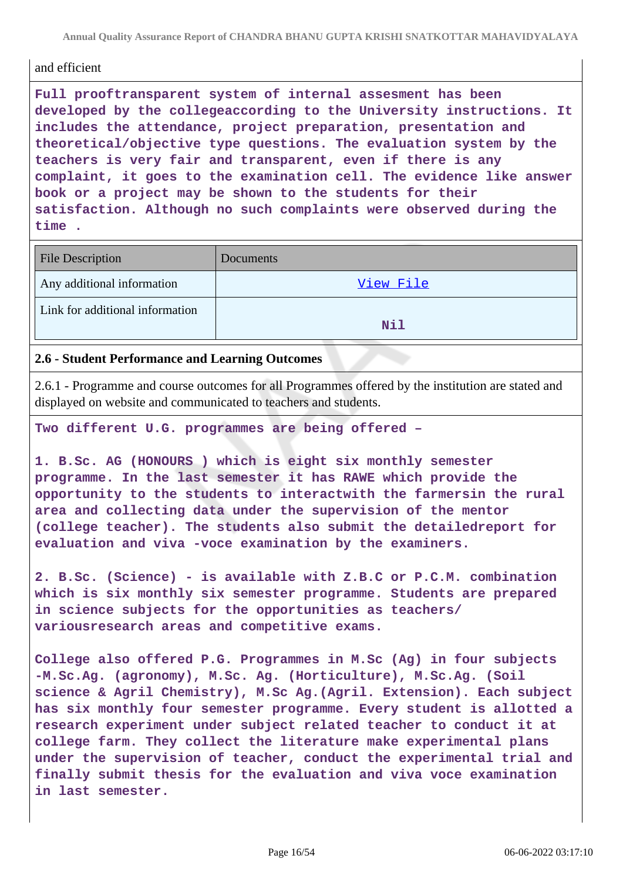and efficient

**Full prooftransparent system of internal assesment has been developed by the collegeaccording to the University instructions. It includes the attendance, project preparation, presentation and theoretical/objective type questions. The evaluation system by the teachers is very fair and transparent, even if there is any complaint, it goes to the examination cell. The evidence like answer book or a project may be shown to the students for their satisfaction. Although no such complaints were observed during the time .**

| File Description | Documents |
|---|---|
| Any additional information | View File |
| Link for additional information | Nil |

### 2.6 - Student Performance and Learning Outcomes

2.6.1 - Programme and course outcomes for all Programmes offered by the institution are stated and displayed on website and communicated to teachers and students.

**Two different U.G. programmes are being offered –**

**1. B.Sc. AG (HONOURS ) which is eight six monthly semester programme. In the last semester it has RAWE which provide the opportunity to the students to interactwith the farmersin the rural area and collecting data under the supervision of the mentor (college teacher). The students also submit the detailedreport for evaluation and viva -voce examination by the examiners.**

**2. B.Sc. (Science) - is available with Z.B.C or P.C.M. combination which is six monthly six semester programme. Students are prepared in science subjects for the opportunities as teachers/ variousresearch areas and competitive exams.**

**College also offered P.G. Programmes in M.Sc (Ag) in four subjects -M.Sc.Ag. (agronomy), M.Sc. Ag. (Horticulture), M.Sc.Ag. (Soil science & Agril Chemistry), M.Sc Ag.(Agril. Extension). Each subject has six monthly four semester programme. Every student is allotted a research experiment under subject related teacher to conduct it at college farm. They collect the literature make experimental plans under the supervision of teacher, conduct the experimental trial and finally submit thesis for the evaluation and viva voce examination in last semester.**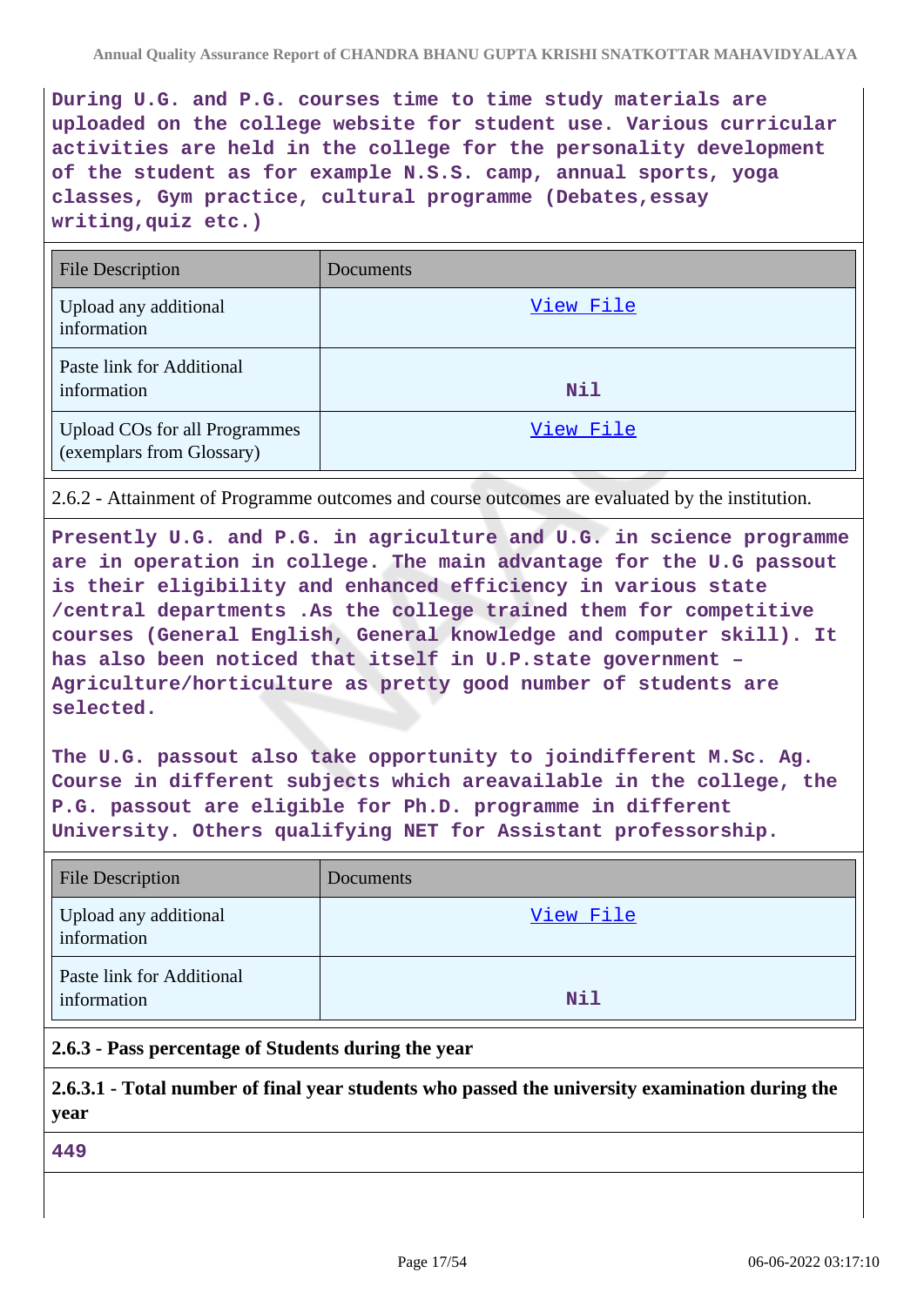**During U.G. and P.G. courses time to time study materials are uploaded on the college website for student use. Various curricular activities are held in the college for the personality development of the student as for example N.S.S. camp, annual sports, yoga classes, Gym practice, cultural programme (Debates,essay writing,quiz etc.)**

| File Description | Documents |
|---|---|
| Upload any additional information | View File |
| Paste link for Additional information | **Nil** |
| Upload COs for all Programmes (exemplars from Glossary) | View File |

2.6.2 - Attainment of Programme outcomes and course outcomes are evaluated by the institution.

**Presently U.G. and P.G. in agriculture and U.G. in science programme are in operation in college. The main advantage for the U.G passout is their eligibility and enhanced efficiency in various state /central departments .As the college trained them for competitive courses (General English, General knowledge and computer skill). It has also been noticed that itself in U.P.state government – Agriculture/horticulture as pretty good number of students are selected.**

**The U.G. passout also take opportunity to joindifferent M.Sc. Ag. Course in different subjects which areavailable in the college, the P.G. passout are eligible for Ph.D. programme in different University. Others qualifying NET for Assistant professorship.**

| File Description | Documents |
|---|---|
| Upload any additional information | View File |
| Paste link for Additional information | **Nil** |

**2.6.3 - Pass percentage of Students during the year**

**2.6.3.1 - Total number of final year students who passed the university examination during the year**

**449**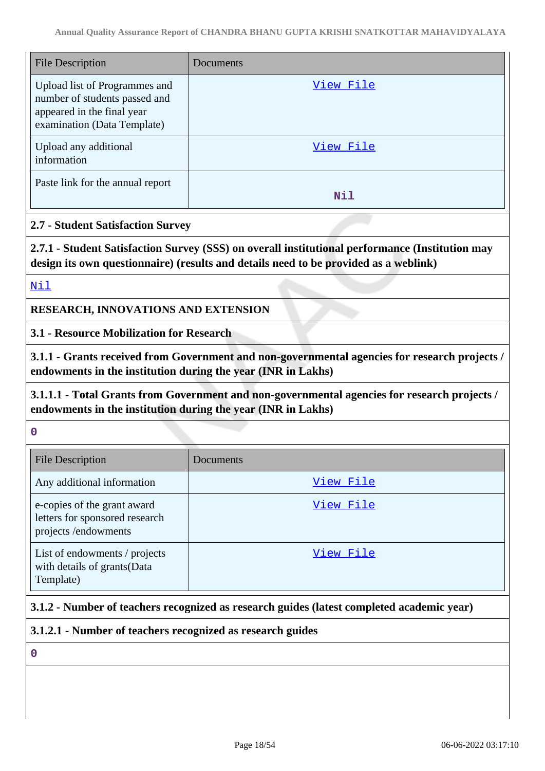| File Description | Documents |
| --- | --- |
| Upload list of Programmes and number of students passed and appeared in the final year examination (Data Template) | View File |
| Upload any additional information | View File |
| Paste link for the annual report | Nil |

**2.7 - Student Satisfaction Survey**

**2.7.1 - Student Satisfaction Survey (SSS) on overall institutional performance (Institution may design its own questionnaire) (results and details need to be provided as a weblink)**

Nil

**RESEARCH, INNOVATIONS AND EXTENSION**

**3.1 - Resource Mobilization for Research**

**3.1.1 - Grants received from Government and non-governmental agencies for research projects / endowments in the institution during the year (INR in Lakhs)**

**3.1.1.1 - Total Grants from Government and non-governmental agencies for research projects / endowments in the institution during the year (INR in Lakhs)**

0

| File Description | Documents |
| --- | --- |
| Any additional information | View File |
| e-copies of the grant award letters for sponsored research projects /endowments | View File |
| List of endowments / projects with details of grants(Data Template) | View File |

**3.1.2 - Number of teachers recognized as research guides (latest completed academic year)**

**3.1.2.1 - Number of teachers recognized as research guides**

0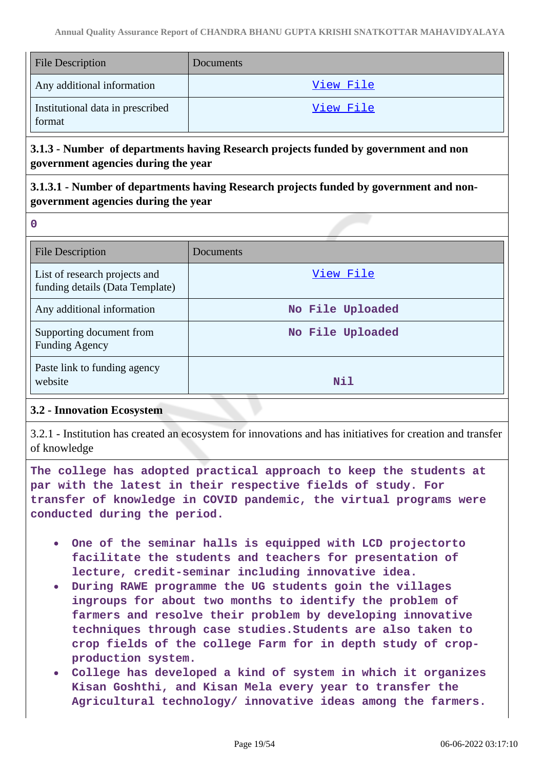| File Description | Documents |
|---|---|
| Any additional information | View File |
| Institutional data in prescribed format | View File |

**3.1.3 - Number of departments having Research projects funded by government and non government agencies during the year**

**3.1.3.1 - Number of departments having Research projects funded by government and non-government agencies during the year**

0

| File Description | Documents |
|---|---|
| List of research projects and funding details (Data Template) | View File |
| Any additional information | No File Uploaded |
| Supporting document from Funding Agency | No File Uploaded |
| Paste link to funding agency website | Nil |

**3.2 - Innovation Ecosystem**

3.2.1 - Institution has created an ecosystem for innovations and has initiatives for creation and transfer of knowledge

The college has adopted practical approach to keep the students at par with the latest in their respective fields of study. For transfer of knowledge in COVID pandemic, the virtual programs were conducted during the period.

- One of the seminar halls is equipped with LCD projectorto facilitate the students and teachers for presentation of lecture, credit-seminar including innovative idea.
- During RAWE programme the UG students goin the villages ingroups for about two months to identify the problem of farmers and resolve their problem by developing innovative techniques through case studies.Students are also taken to crop fields of the college Farm for in depth study of crop-production system.
- College has developed a kind of system in which it organizes Kisan Goshthi, and Kisan Mela every year to transfer the Agricultural technology/ innovative ideas among the farmers.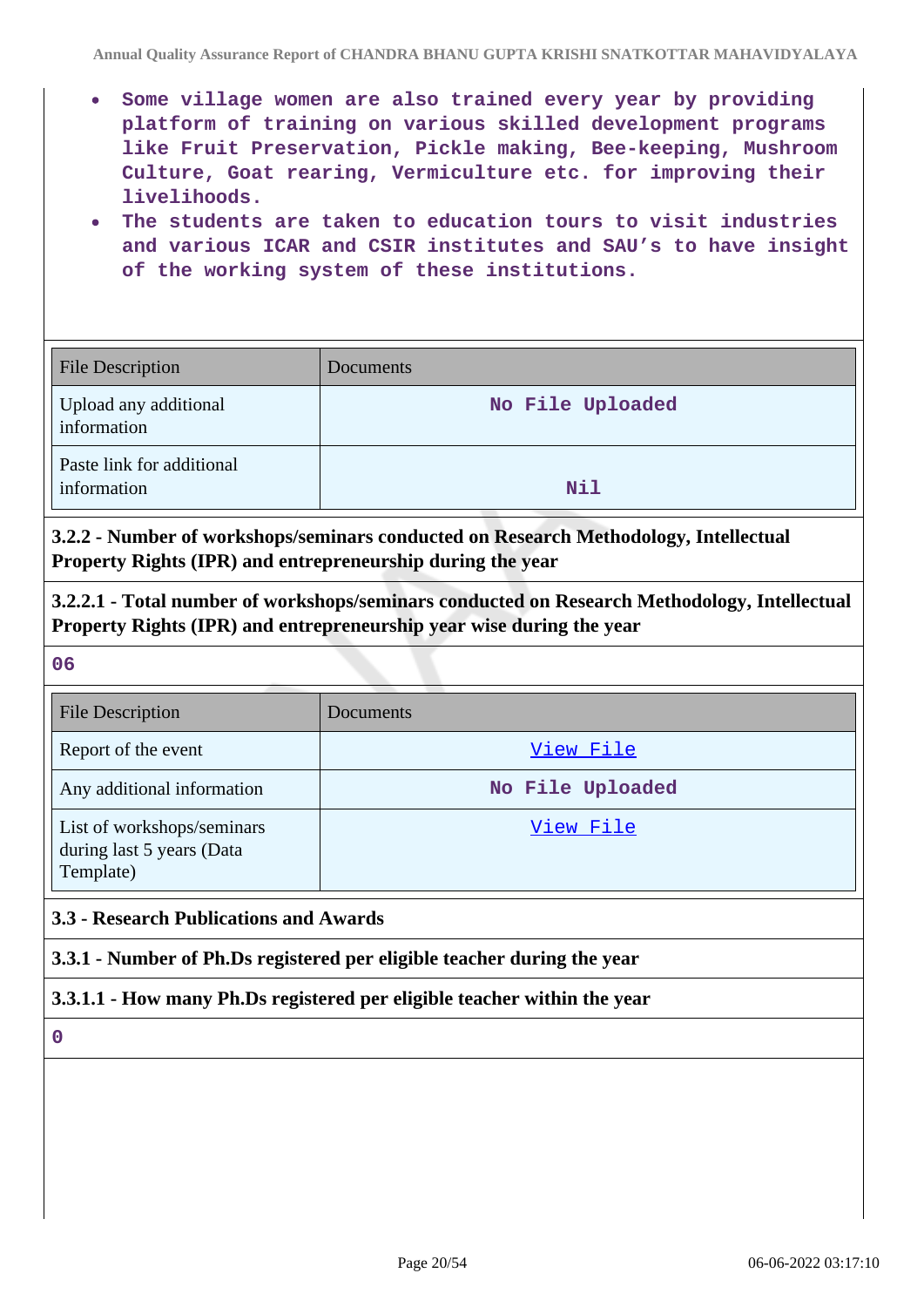- Some village women are also trained every year by providing platform of training on various skilled development programs like Fruit Preservation, Pickle making, Bee-keeping, Mushroom Culture, Goat rearing, Vermiculture etc. for improving their livelihoods.
- The students are taken to education tours to visit industries and various ICAR and CSIR institutes and SAU's to have insight of the working system of these institutions.

| File Description | Documents |
|---|---|
| Upload any additional information | No File Uploaded |
| Paste link for additional information | Nil |

**3.2.2 - Number of workshops/seminars conducted on Research Methodology, Intellectual Property Rights (IPR) and entrepreneurship during the year**

**3.2.2.1 - Total number of workshops/seminars conducted on Research Methodology, Intellectual Property Rights (IPR) and entrepreneurship year wise during the year**

06

| File Description | Documents |
|---|---|
| Report of the event | View File |
| Any additional information | No File Uploaded |
| List of workshops/seminars during last 5 years (Data Template) | View File |

**3.3 - Research Publications and Awards**

**3.3.1 - Number of Ph.Ds registered per eligible teacher during the year**

**3.3.1.1 - How many Ph.Ds registered per eligible teacher within the year**

0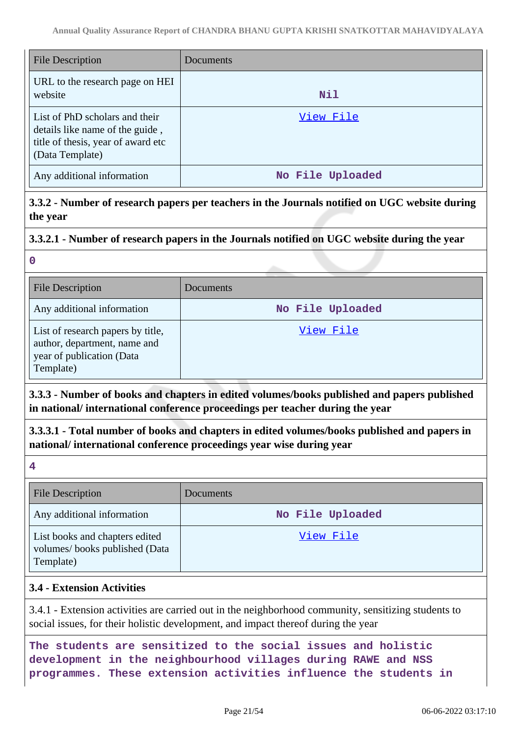| File Description | Documents |
| --- | --- |
| URL to the research page on HEI website | Nil |
| List of PhD scholars and their details like name of the guide , title of thesis, year of award etc (Data Template) | View File |
| Any additional information | No File Uploaded |

**3.3.2 - Number of research papers per teachers in the Journals notified on UGC website during the year**

**3.3.2.1 - Number of research papers in the Journals notified on UGC website during the year**

0

| File Description | Documents |
| --- | --- |
| Any additional information | No File Uploaded |
| List of research papers by title, author, department, name and year of publication (Data Template) | View File |

**3.3.3 - Number of books and chapters in edited volumes/books published and papers published in national/ international conference proceedings per teacher during the year**

**3.3.3.1 - Total number of books and chapters in edited volumes/books published and papers in national/ international conference proceedings year wise during year**

4

| File Description | Documents |
| --- | --- |
| Any additional information | No File Uploaded |
| List books and chapters edited volumes/ books published (Data Template) | View File |

**3.4 - Extension Activities**

3.4.1 - Extension activities are carried out in the neighborhood community, sensitizing students to social issues, for their holistic development, and impact thereof during the year

The students are sensitized to the social issues and holistic development in the neighbourhood villages during RAWE and NSS programmes. These extension activities influence the students in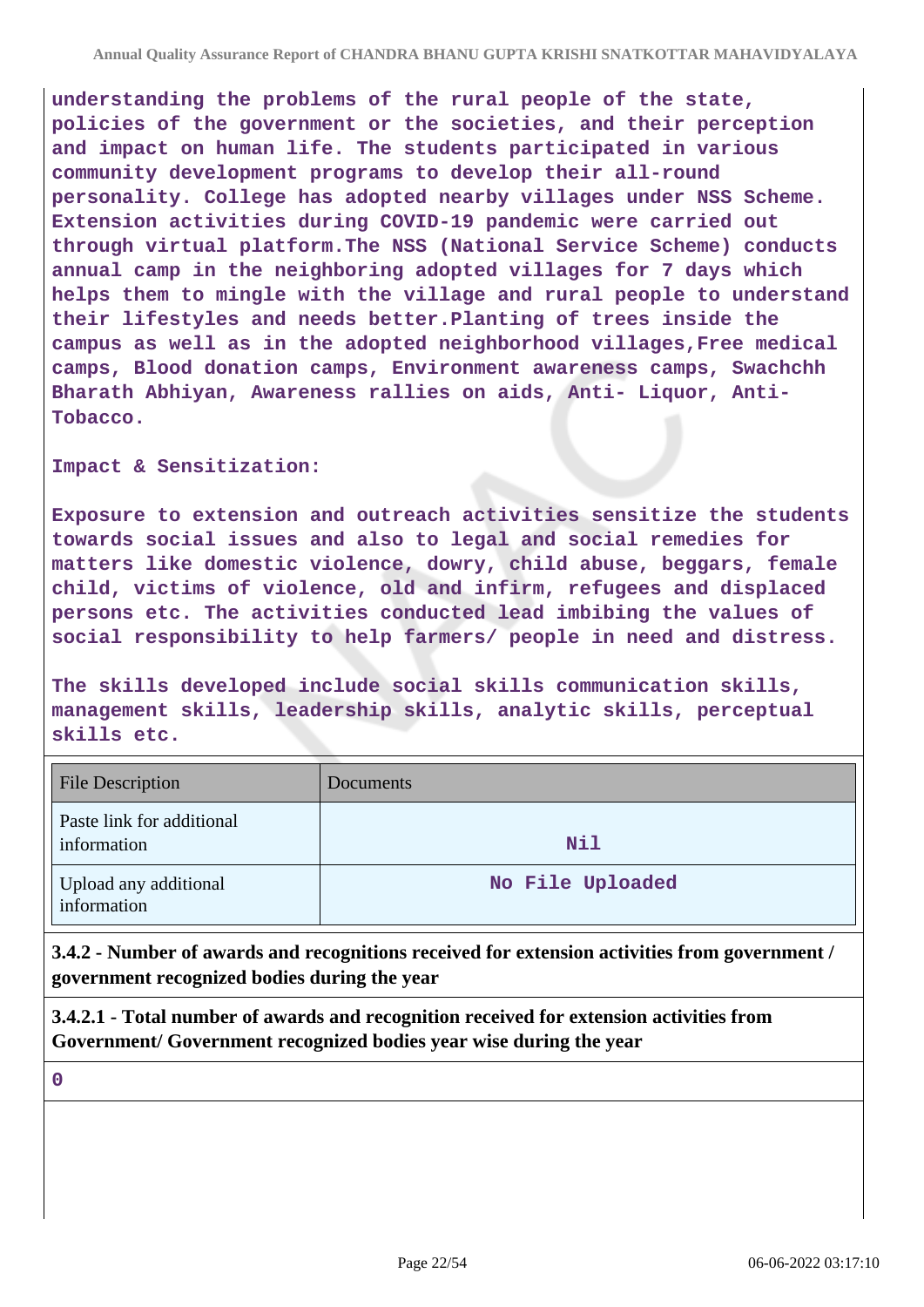**understanding the problems of the rural people of the state, policies of the government or the societies, and their perception and impact on human life. The students participated in various community development programs to develop their all-round personality. College has adopted nearby villages under NSS Scheme. Extension activities during COVID-19 pandemic were carried out through virtual platform.The NSS (National Service Scheme) conducts annual camp in the neighboring adopted villages for 7 days which helps them to mingle with the village and rural people to understand their lifestyles and needs better.Planting of trees inside the campus as well as in the adopted neighborhood villages,Free medical camps, Blood donation camps, Environment awareness camps, Swachchh Bharath Abhiyan, Awareness rallies on aids, Anti- Liquor, Anti-Tobacco.**

**Impact & Sensitization:**

**Exposure to extension and outreach activities sensitize the students towards social issues and also to legal and social remedies for matters like domestic violence, dowry, child abuse, beggars, female child, victims of violence, old and infirm, refugees and displaced persons etc. The activities conducted lead imbibing the values of social responsibility to help farmers/ people in need and distress.**

**The skills developed include social skills communication skills, management skills, leadership skills, analytic skills, perceptual skills etc.**

| File Description | Documents |
|---|---|
| Paste link for additional information | Nil |
| Upload any additional information | No File Uploaded |

**3.4.2 - Number of awards and recognitions received for extension activities from government / government recognized bodies during the year**

**3.4.2.1 - Total number of awards and recognition received for extension activities from Government/ Government recognized bodies year wise during the year**

**0**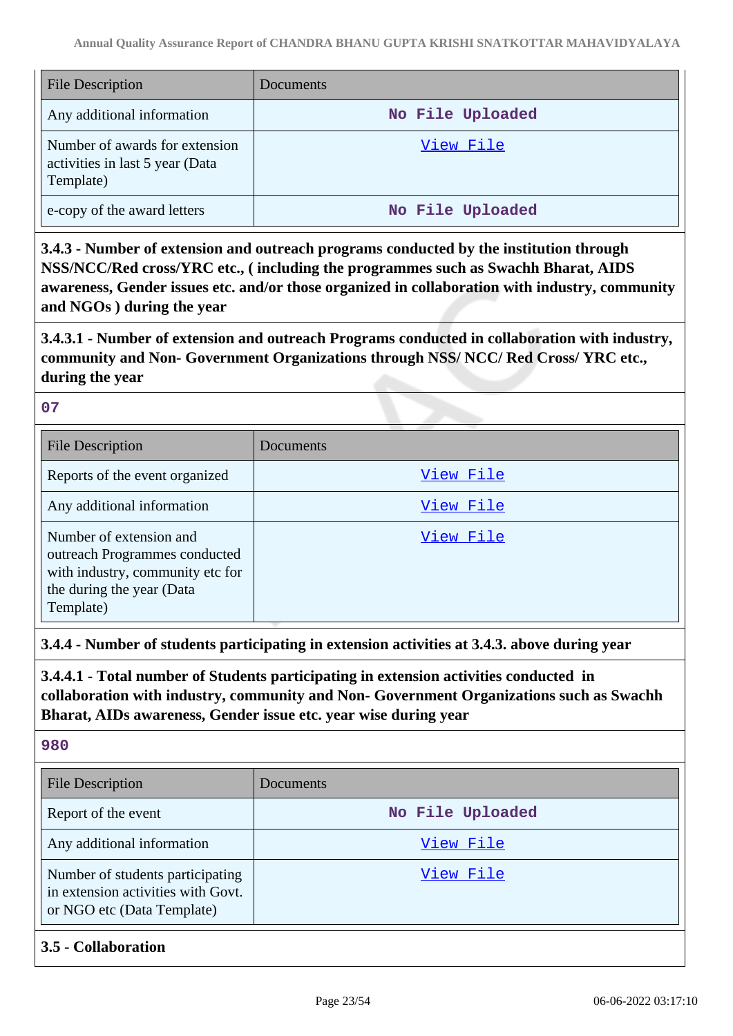| File Description | Documents |
| --- | --- |
| Any additional information | No File Uploaded |
| Number of awards for extension activities in last 5 year (Data Template) | View File |
| e-copy of the award letters | No File Uploaded |

**3.4.3 - Number of extension and outreach programs conducted by the institution through NSS/NCC/Red cross/YRC etc., ( including the programmes such as Swachh Bharat, AIDS awareness, Gender issues etc. and/or those organized in collaboration with industry, community and NGOs ) during the year**

**3.4.3.1 - Number of extension and outreach Programs conducted in collaboration with industry, community and Non- Government Organizations through NSS/ NCC/ Red Cross/ YRC etc., during the year**

07

| File Description | Documents |
| --- | --- |
| Reports of the event organized | View File |
| Any additional information | View File |
| Number of extension and outreach Programmes conducted with industry, community etc for the during the year (Data Template) | View File |

**3.4.4 - Number of students participating in extension activities at 3.4.3. above during year**

**3.4.4.1 - Total number of Students participating in extension activities conducted in collaboration with industry, community and Non- Government Organizations such as Swachh Bharat, AIDs awareness, Gender issue etc. year wise during year**

980

| File Description | Documents |
| --- | --- |
| Report of the event | No File Uploaded |
| Any additional information | View File |
| Number of students participating in extension activities with Govt. or NGO etc (Data Template) | View File |

**3.5 - Collaboration**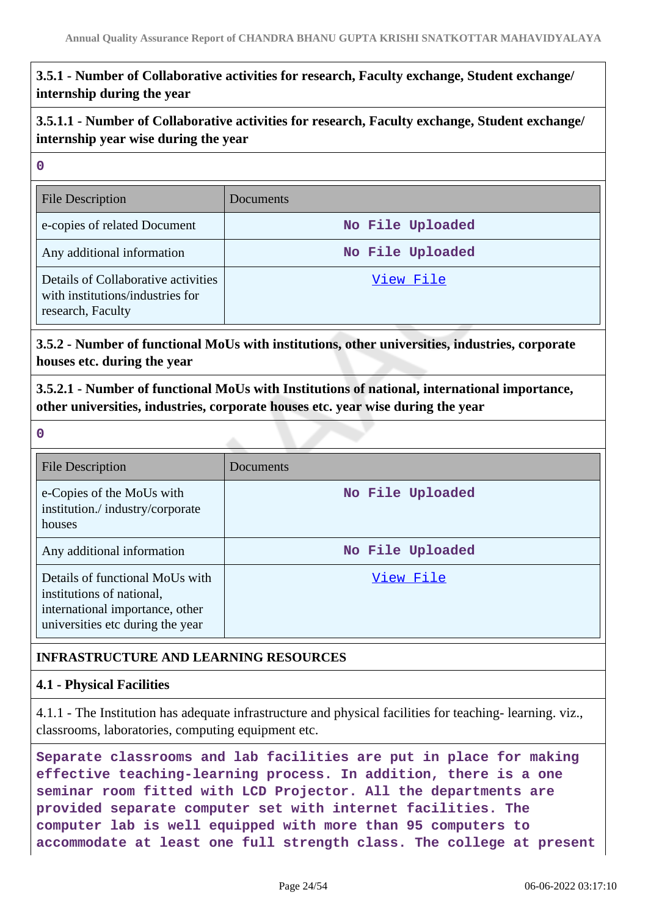**3.5.1 - Number of Collaborative activities for research, Faculty exchange, Student exchange/ internship during the year**

**3.5.1.1 - Number of Collaborative activities for research, Faculty exchange, Student exchange/ internship year wise during the year**

**0**

| File Description | Documents |
|---|---|
| e-copies of related Document | No File Uploaded |
| Any additional information | No File Uploaded |
| Details of Collaborative activities with institutions/industries for research, Faculty | View File |

**3.5.2 - Number of functional MoUs with institutions, other universities, industries, corporate houses etc. during the year**

**3.5.2.1 - Number of functional MoUs with Institutions of national, international importance, other universities, industries, corporate houses etc. year wise during the year**

**0**

| File Description | Documents |
|---|---|
| e-Copies of the MoUs with institution./ industry/corporate houses | No File Uploaded |
| Any additional information | No File Uploaded |
| Details of functional MoUs with institutions of national, international importance, other universities etc during the year | View File |

**INFRASTRUCTURE AND LEARNING RESOURCES**

**4.1 - Physical Facilities**

4.1.1 - The Institution has adequate infrastructure and physical facilities for teaching- learning. viz., classrooms, laboratories, computing equipment etc.

**Separate classrooms and lab facilities are put in place for making effective teaching-learning process. In addition, there is a one seminar room fitted with LCD Projector. All the departments are provided separate computer set with internet facilities. The computer lab is well equipped with more than 95 computers to accommodate at least one full strength class. The college at present**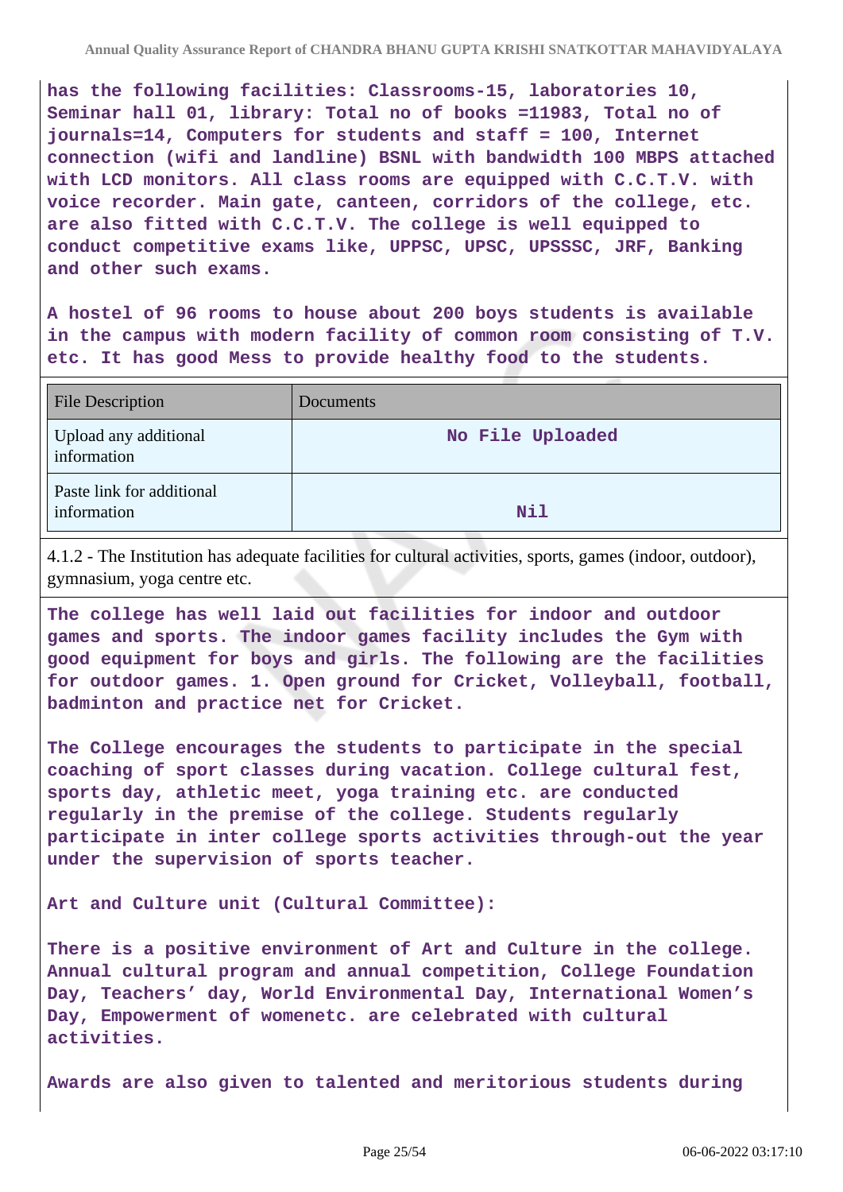has the following facilities: Classrooms-15, laboratories 10, Seminar hall 01, library: Total no of books =11983, Total no of journals=14, Computers for students and staff = 100, Internet connection (wifi and landline) BSNL with bandwidth 100 MBPS attached with LCD monitors. All class rooms are equipped with C.C.T.V. with voice recorder. Main gate, canteen, corridors of the college, etc. are also fitted with C.C.T.V. The college is well equipped to conduct competitive exams like, UPPSC, UPSC, UPSSSC, JRF, Banking and other such exams.

A hostel of 96 rooms to house about 200 boys students is available in the campus with modern facility of common room consisting of T.V. etc. It has good Mess to provide healthy food to the students.

| File Description | Documents |
|---|---|
| Upload any additional information | No File Uploaded |
| Paste link for additional information | Nil |

4.1.2 - The Institution has adequate facilities for cultural activities, sports, games (indoor, outdoor), gymnasium, yoga centre etc.

The college has well laid out facilities for indoor and outdoor games and sports. The indoor games facility includes the Gym with good equipment for boys and girls. The following are the facilities for outdoor games. 1. Open ground for Cricket, Volleyball, football, badminton and practice net for Cricket.

The College encourages the students to participate in the special coaching of sport classes during vacation. College cultural fest, sports day, athletic meet, yoga training etc. are conducted regularly in the premise of the college. Students regularly participate in inter college sports activities through-out the year under the supervision of sports teacher.

Art and Culture unit (Cultural Committee):

There is a positive environment of Art and Culture in the college. Annual cultural program and annual competition, College Foundation Day, Teachers' day, World Environmental Day, International Women's Day, Empowerment of womenetc. are celebrated with cultural activities.

Awards are also given to talented and meritorious students during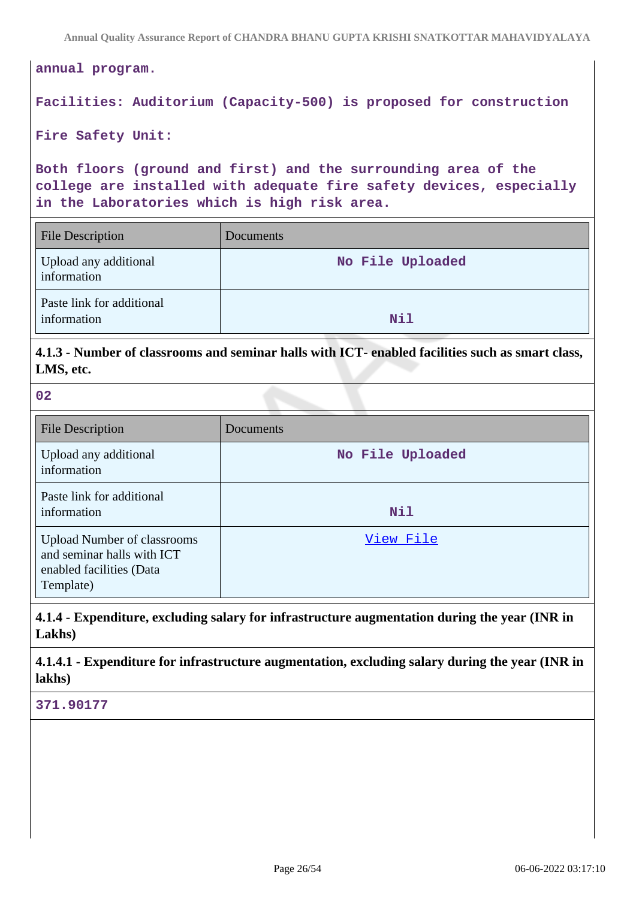annual program.

Facilities: Auditorium (Capacity-500) is proposed for construction

Fire Safety Unit:

Both floors (ground and first) and the surrounding area of the college are installed with adequate fire safety devices, especially in the Laboratories which is high risk area.

| File Description | Documents |
|---|---|
| Upload any additional information | No File Uploaded |
| Paste link for additional information | Nil |

**4.1.3 - Number of classrooms and seminar halls with ICT- enabled facilities such as smart class, LMS, etc.**

02

| File Description | Documents |
|---|---|
| Upload any additional information | No File Uploaded |
| Paste link for additional information | Nil |
| Upload Number of classrooms and seminar halls with ICT enabled facilities (Data Template) | View File |

**4.1.4 - Expenditure, excluding salary for infrastructure augmentation during the year (INR in Lakhs)**

**4.1.4.1 - Expenditure for infrastructure augmentation, excluding salary during the year (INR in lakhs)**

371.90177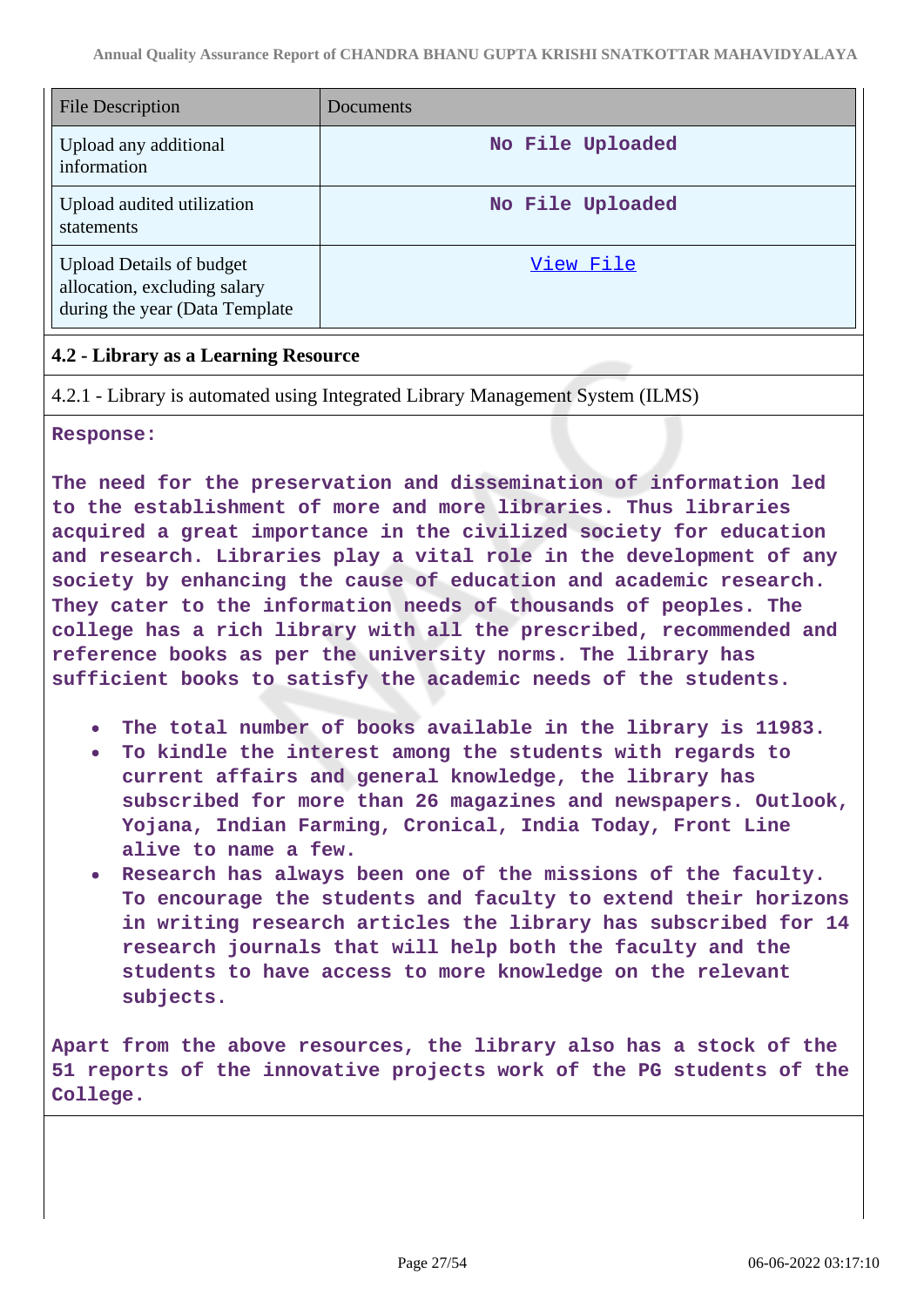| File Description | Documents |
| --- | --- |
| Upload any additional information | No File Uploaded |
| Upload audited utilization statements | No File Uploaded |
| Upload Details of budget allocation, excluding salary during the year (Data Template | View File |

**4.2 - Library as a Learning Resource**

4.2.1 - Library is automated using Integrated Library Management System (ILMS)

**Response:**

**The need for the preservation and dissemination of information led to the establishment of more and more libraries. Thus libraries acquired a great importance in the civilized society for education and research. Libraries play a vital role in the development of any society by enhancing the cause of education and academic research. They cater to the information needs of thousands of peoples. The college has a rich library with all the prescribed, recommended and reference books as per the university norms. The library has sufficient books to satisfy the academic needs of the students.**

- **The total number of books available in the library is 11983.**
- **To kindle the interest among the students with regards to current affairs and general knowledge, the library has subscribed for more than 26 magazines and newspapers. Outlook, Yojana, Indian Farming, Cronical, India Today, Front Line alive to name a few.**
- **Research has always been one of the missions of the faculty. To encourage the students and faculty to extend their horizons in writing research articles the library has subscribed for 14 research journals that will help both the faculty and the students to have access to more knowledge on the relevant subjects.**

**Apart from the above resources, the library also has a stock of the 51 reports of the innovative projects work of the PG students of the College.**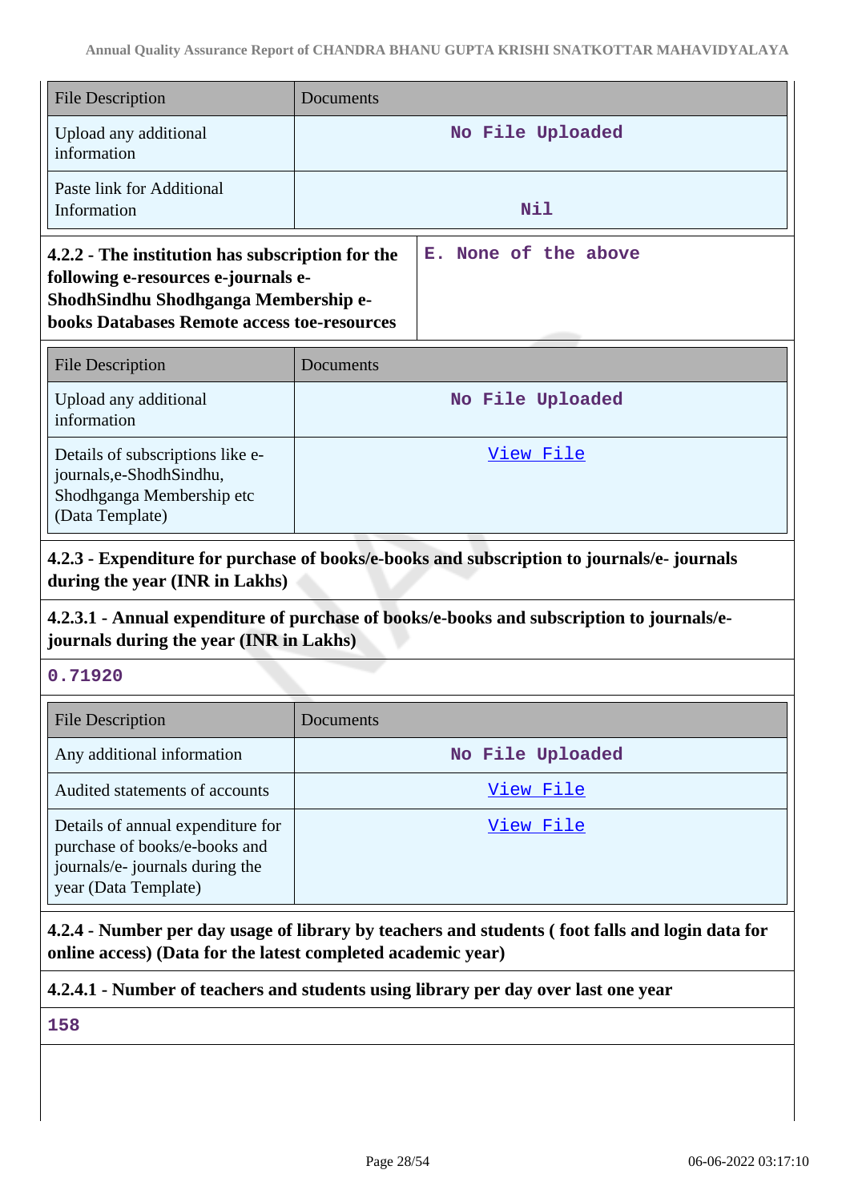| File Description | Documents |
|---|---|
| Upload any additional information | No File Uploaded |
| Paste link for Additional Information | Nil |

| **4.2.2 - The institution has subscription for the following e-resources e-journals e-ShodhSindhu Shodhganga Membership e-books Databases Remote access toe-resources** | E. None of the above |
|---|---|

| File Description | Documents |
|---|---|
| Upload any additional information | No File Uploaded |
| Details of subscriptions like e-journals,e-ShodhSindhu, Shodhganga Membership etc (Data Template) | View File |

**4.2.3 - Expenditure for purchase of books/e-books and subscription to journals/e- journals during the year (INR in Lakhs)**

**4.2.3.1 - Annual expenditure of purchase of books/e-books and subscription to journals/e-journals during the year (INR in Lakhs)**

0.71920

| File Description | Documents |
|---|---|
| Any additional information | No File Uploaded |
| Audited statements of accounts | View File |
| Details of annual expenditure for purchase of books/e-books and journals/e- journals during the year (Data Template) | View File |

**4.2.4 - Number per day usage of library by teachers and students ( foot falls and login data for online access) (Data for the latest completed academic year)**

**4.2.4.1 - Number of teachers and students using library per day over last one year**

158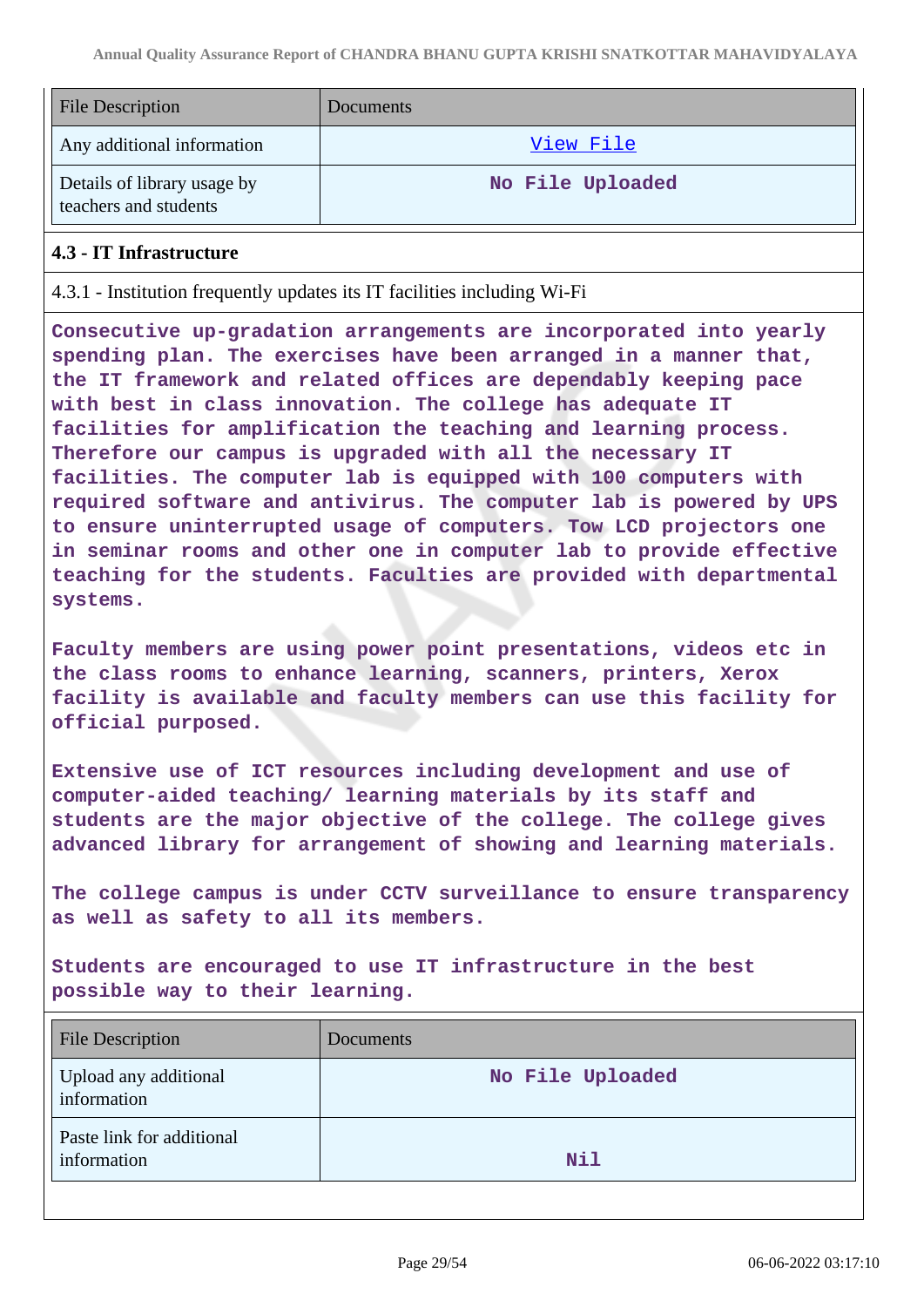| File Description | Documents |
|---|---|
| Any additional information | View File |
| Details of library usage by teachers and students | No File Uploaded |

### 4.3 - IT Infrastructure

4.3.1 - Institution frequently updates its IT facilities including Wi-Fi

Consecutive up-gradation arrangements are incorporated into yearly spending plan. The exercises have been arranged in a manner that, the IT framework and related offices are dependably keeping pace with best in class innovation. The college has adequate IT facilities for amplification the teaching and learning process. Therefore our campus is upgraded with all the necessary IT facilities. The computer lab is equipped with 100 computers with required software and antivirus. The computer lab is powered by UPS to ensure uninterrupted usage of computers. Tow LCD projectors one in seminar rooms and other one in computer lab to provide effective teaching for the students. Faculties are provided with departmental systems.

Faculty members are using power point presentations, videos etc in the class rooms to enhance learning, scanners, printers, Xerox facility is available and faculty members can use this facility for official purposed.

Extensive use of ICT resources including development and use of computer-aided teaching/ learning materials by its staff and students are the major objective of the college. The college gives advanced library for arrangement of showing and learning materials.

The college campus is under CCTV surveillance to ensure transparency as well as safety to all its members.

Students are encouraged to use IT infrastructure in the best possible way to their learning.

| File Description | Documents |
|---|---|
| Upload any additional information | No File Uploaded |
| Paste link for additional information | Nil |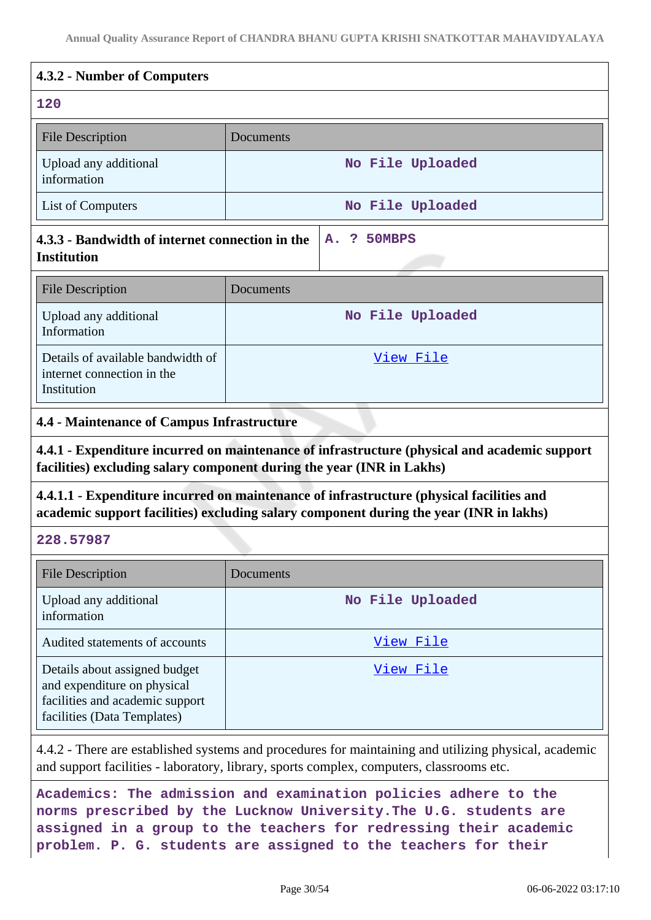### 4.3.2 - Number of Computers

**120**

| File Description | Documents |
|---|---|
| Upload any additional information | No File Uploaded |
| List of Computers | No File Uploaded |

| **4.3.3 - Bandwidth of internet connection in the Institution** | **A. ? 50MBPS** |
|---|---|

| File Description | Documents |
|---|---|
| Upload any additional Information | No File Uploaded |
| Details of available bandwidth of internet connection in the Institution | View File |

### 4.4 - Maintenance of Campus Infrastructure

**4.4.1 - Expenditure incurred on maintenance of infrastructure (physical and academic support facilities) excluding salary component during the year (INR in Lakhs)**

**4.4.1.1 - Expenditure incurred on maintenance of infrastructure (physical facilities and academic support facilities) excluding salary component during the year (INR in lakhs)**

**228.57987**

| File Description | Documents |
|---|---|
| Upload any additional information | No File Uploaded |
| Audited statements of accounts | View File |
| Details about assigned budget and expenditure on physical facilities and academic support facilities (Data Templates) | View File |

4.4.2 - There are established systems and procedures for maintaining and utilizing physical, academic and support facilities - laboratory, library, sports complex, computers, classrooms etc.

**Academics: The admission and examination policies adhere to the norms prescribed by the Lucknow University.The U.G. students are assigned in a group to the teachers for redressing their academic problem. P. G. students are assigned to the teachers for their**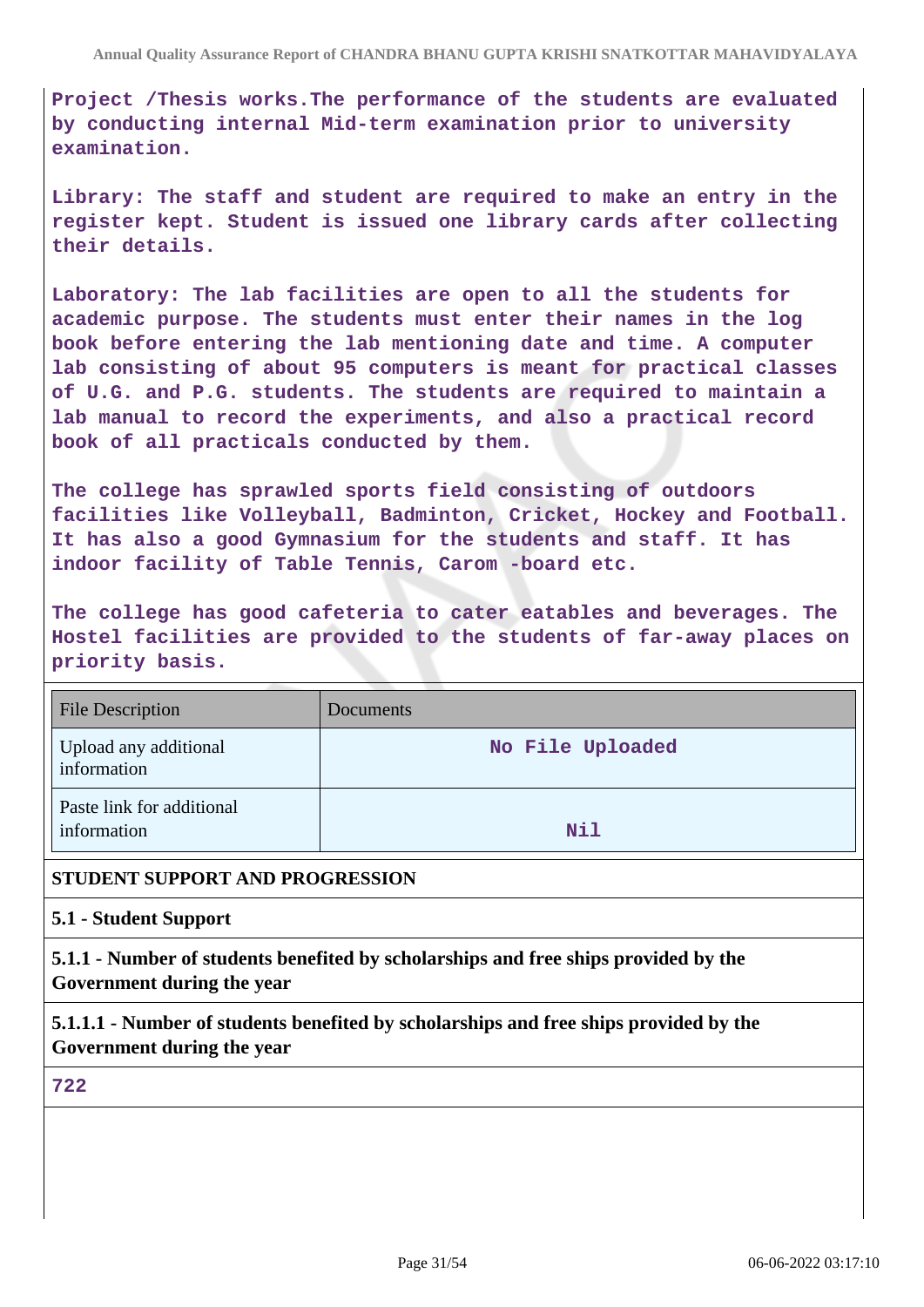Project /Thesis works.The performance of the students are evaluated by conducting internal Mid-term examination prior to university examination.

Library: The staff and student are required to make an entry in the register kept. Student is issued one library cards after collecting their details.

Laboratory: The lab facilities are open to all the students for academic purpose. The students must enter their names in the log book before entering the lab mentioning date and time. A computer lab consisting of about 95 computers is meant for practical classes of U.G. and P.G. students. The students are required to maintain a lab manual to record the experiments, and also a practical record book of all practicals conducted by them.

The college has sprawled sports field consisting of outdoors facilities like Volleyball, Badminton, Cricket, Hockey and Football. It has also a good Gymnasium for the students and staff. It has indoor facility of Table Tennis, Carom -board etc.

The college has good cafeteria to cater eatables and beverages. The Hostel facilities are provided to the students of far-away places on priority basis.

| File Description | Documents |
|---|---|
| Upload any additional information | No File Uploaded |
| Paste link for additional information | Nil |

**STUDENT SUPPORT AND PROGRESSION**

**5.1 - Student Support**

**5.1.1 - Number of students benefited by scholarships and free ships provided by the Government during the year**

**5.1.1.1 - Number of students benefited by scholarships and free ships provided by the Government during the year**

722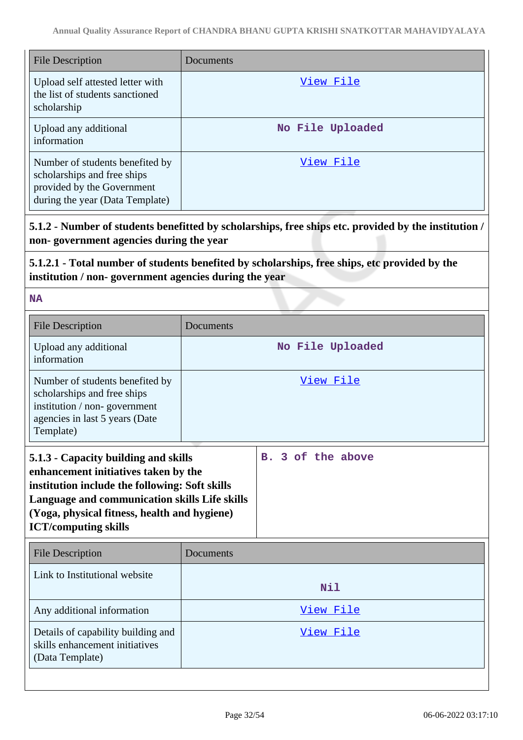| File Description | Documents |
|---|---|
| Upload self attested letter with the list of students sanctioned scholarship | View File |
| Upload any additional information | No File Uploaded |
| Number of students benefited by scholarships and free ships provided by the Government during the year (Data Template) | View File |

**5.1.2 - Number of students benefitted by scholarships, free ships etc. provided by the institution / non- government agencies during the year**

**5.1.2.1 - Total number of students benefited by scholarships, free ships, etc provided by the institution / non- government agencies during the year**

**NA**

| File Description | Documents |
|---|---|
| Upload any additional information | No File Uploaded |
| Number of students benefited by scholarships and free ships institution / non- government agencies in last 5 years (Date Template) | View File |

**5.1.3 - Capacity building and skills enhancement initiatives taken by the institution include the following: Soft skills Language and communication skills Life skills (Yoga, physical fitness, health and hygiene) ICT/computing skills**

**B. 3 of the above**

| File Description | Documents |
|---|---|
| Link to Institutional website | Nil |
| Any additional information | View File |
| Details of capability building and skills enhancement initiatives (Data Template) | View File |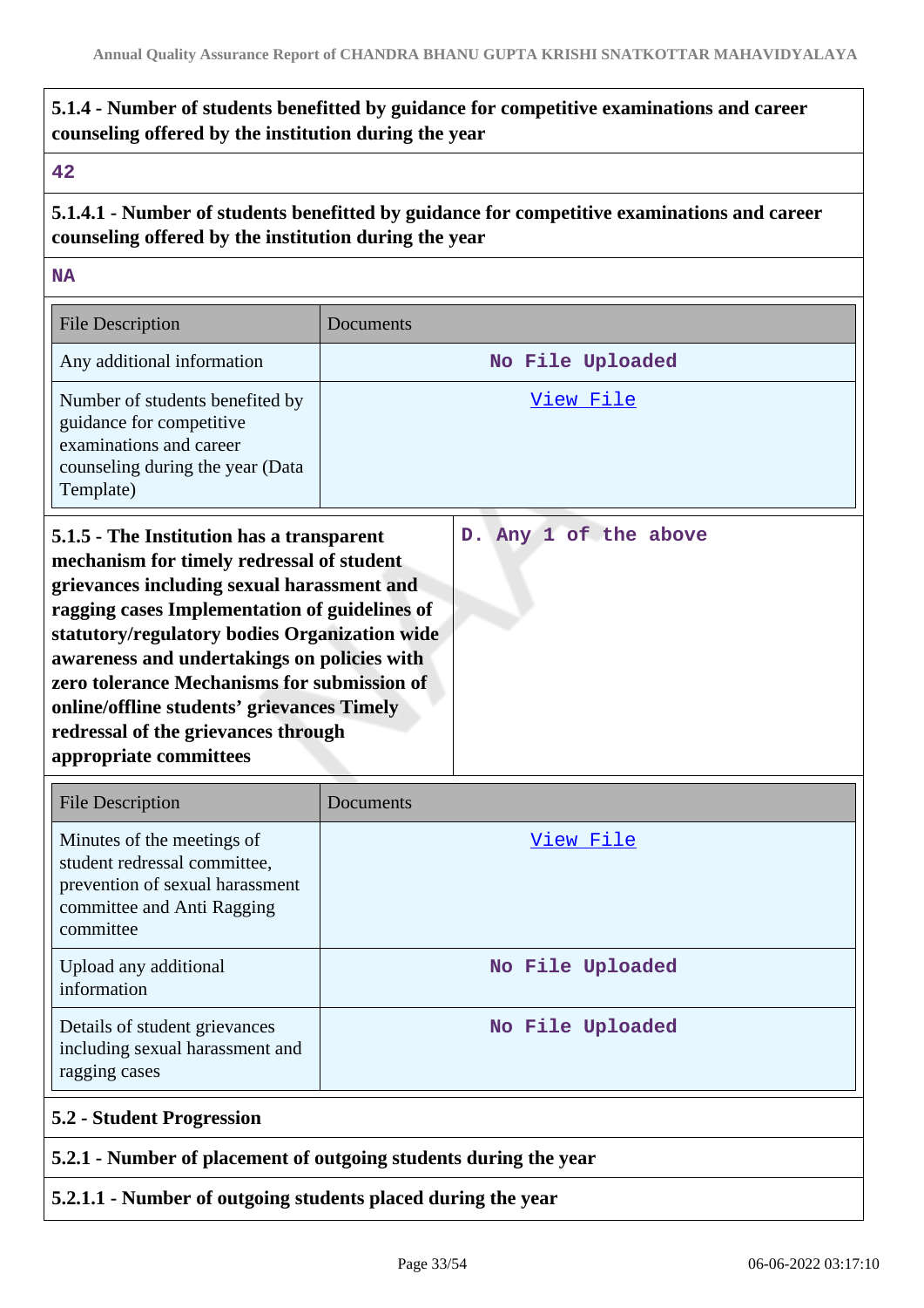**5.1.4 - Number of students benefitted by guidance for competitive examinations and career counseling offered by the institution during the year**

42

**5.1.4.1 - Number of students benefitted by guidance for competitive examinations and career counseling offered by the institution during the year**

NA

| File Description | Documents |
|---|---|
| Any additional information | No File Uploaded |
| Number of students benefited by guidance for competitive examinations and career counseling during the year (Data Template) | View File |

**5.1.5 - The Institution has a transparent mechanism for timely redressal of student grievances including sexual harassment and ragging cases Implementation of guidelines of statutory/regulatory bodies Organization wide awareness and undertakings on policies with zero tolerance Mechanisms for submission of online/offline students' grievances Timely redressal of the grievances through appropriate committees**

D. Any 1 of the above

| File Description | Documents |
|---|---|
| Minutes of the meetings of student redressal committee, prevention of sexual harassment committee and Anti Ragging committee | View File |
| Upload any additional information | No File Uploaded |
| Details of student grievances including sexual harassment and ragging cases | No File Uploaded |

## 5.2 - Student Progression

**5.2.1 - Number of placement of outgoing students during the year**

**5.2.1.1 - Number of outgoing students placed during the year**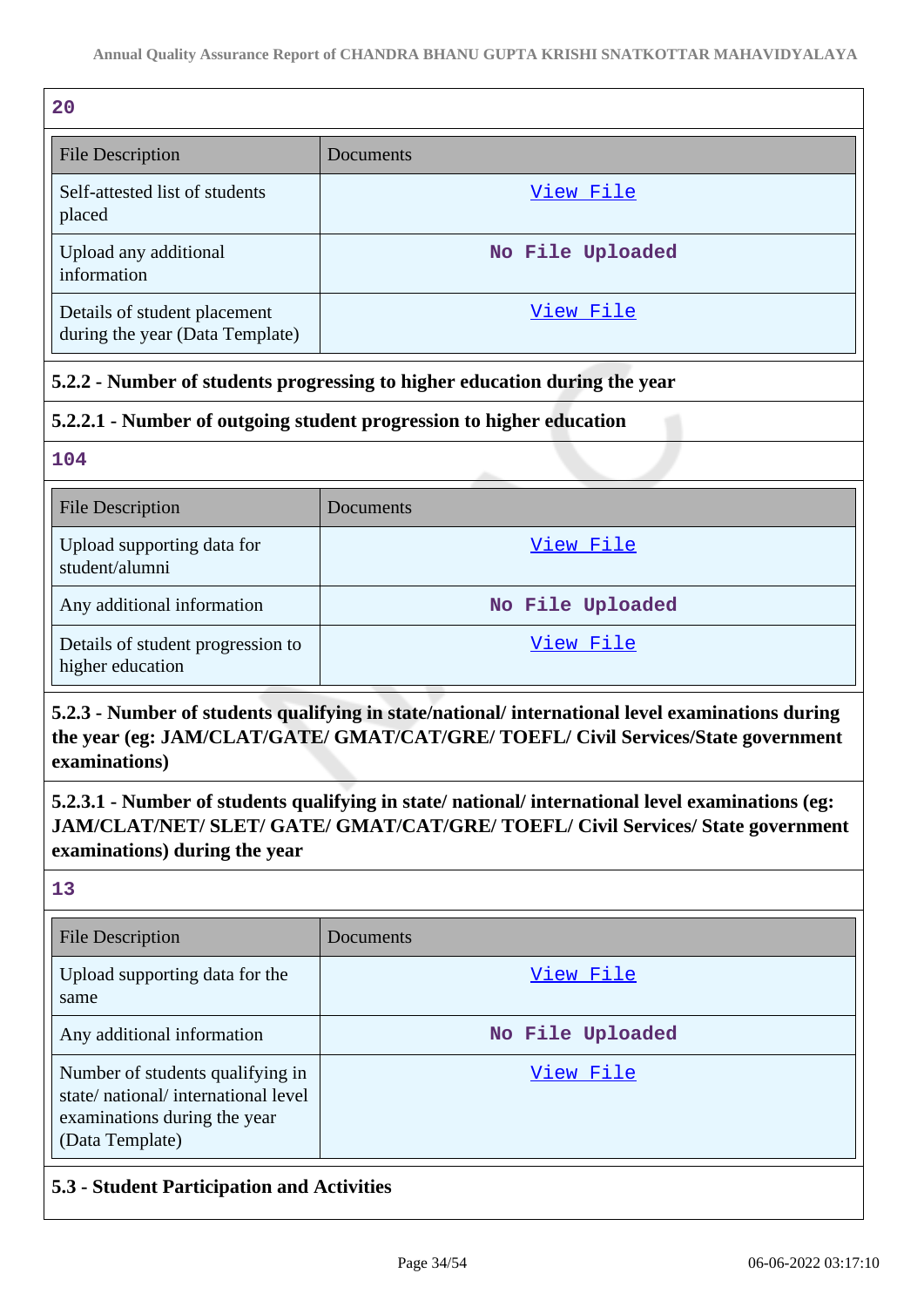20

| File Description | Documents |
|---|---|
| Self-attested list of students placed | View File |
| Upload any additional information | No File Uploaded |
| Details of student placement during the year (Data Template) | View File |

**5.2.2 - Number of students progressing to higher education during the year**

**5.2.2.1 - Number of outgoing student progression to higher education**

104

| File Description | Documents |
|---|---|
| Upload supporting data for student/alumni | View File |
| Any additional information | No File Uploaded |
| Details of student progression to higher education | View File |

**5.2.3 - Number of students qualifying in state/national/ international level examinations during the year (eg: JAM/CLAT/GATE/ GMAT/CAT/GRE/ TOEFL/ Civil Services/State government examinations)**

**5.2.3.1 - Number of students qualifying in state/ national/ international level examinations (eg: JAM/CLAT/NET/ SLET/ GATE/ GMAT/CAT/GRE/ TOEFL/ Civil Services/ State government examinations) during the year**

13

| File Description | Documents |
|---|---|
| Upload supporting data for the same | View File |
| Any additional information | No File Uploaded |
| Number of students qualifying in state/ national/ international level examinations during the year (Data Template) | View File |

**5.3 - Student Participation and Activities**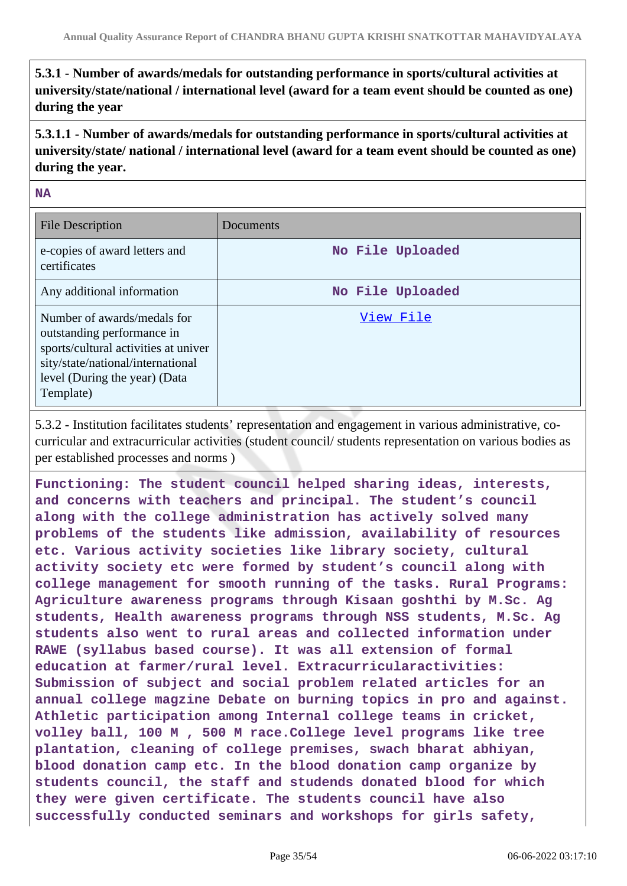**5.3.1 - Number of awards/medals for outstanding performance in sports/cultural activities at university/state/national / international level (award for a team event should be counted as one) during the year**

**5.3.1.1 - Number of awards/medals for outstanding performance in sports/cultural activities at university/state/ national / international level (award for a team event should be counted as one) during the year.**

**NA**

| File Description | Documents |
| --- | --- |
| e-copies of award letters and certificates | No File Uploaded |
| Any additional information | No File Uploaded |
| Number of awards/medals for outstanding performance in sports/cultural activities at university/state/national/international level (During the year) (Data Template) | View File |

5.3.2 - Institution facilitates students' representation and engagement in various administrative, co-curricular and extracurricular activities (student council/ students representation on various bodies as per established processes and norms )

**Functioning: The student council helped sharing ideas, interests, and concerns with teachers and principal. The student's council along with the college administration has actively solved many problems of the students like admission, availability of resources etc. Various activity societies like library society, cultural activity society etc were formed by student's council along with college management for smooth running of the tasks. Rural Programs: Agriculture awareness programs through Kisaan goshthi by M.Sc. Ag students, Health awareness programs through NSS students, M.Sc. Ag students also went to rural areas and collected information under RAWE (syllabus based course). It was all extension of formal education at farmer/rural level. Extracurricularactivities: Submission of subject and social problem related articles for an annual college magzine Debate on burning topics in pro and against. Athletic participation among Internal college teams in cricket, volley ball, 100 M , 500 M race.College level programs like tree plantation, cleaning of college premises, swach bharat abhiyan, blood donation camp etc. In the blood donation camp organize by students council, the staff and studends donated blood for which they were given certificate. The students council have also successfully conducted seminars and workshops for girls safety,**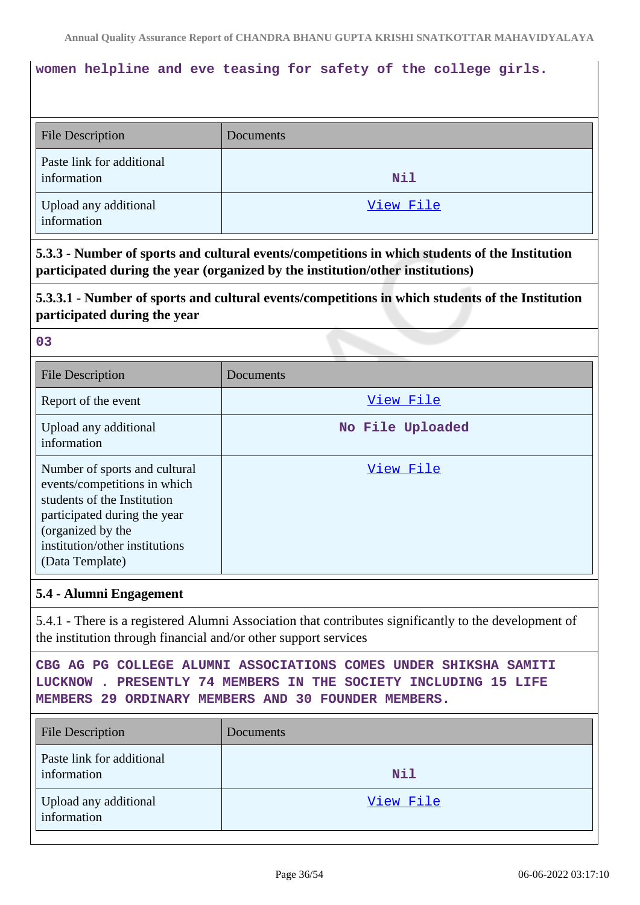women helpline and eve teasing for safety of the college girls.

| File Description | Documents |
|---|---|
| Paste link for additional information | Nil |
| Upload any additional information | View File |

**5.3.3 - Number of sports and cultural events/competitions in which students of the Institution participated during the year (organized by the institution/other institutions)**

**5.3.3.1 - Number of sports and cultural events/competitions in which students of the Institution participated during the year**

03

| File Description | Documents |
|---|---|
| Report of the event | View File |
| Upload any additional information | No File Uploaded |
| Number of sports and cultural events/competitions in which students of the Institution participated during the year (organized by the institution/other institutions) (Data Template) | View File |

**5.4 - Alumni Engagement**

5.4.1 - There is a registered Alumni Association that contributes significantly to the development of the institution through financial and/or other support services

CBG AG PG COLLEGE ALUMNI ASSOCIATIONS COMES UNDER SHIKSHA SAMITI LUCKNOW . PRESENTLY 74 MEMBERS IN THE SOCIETY INCLUDING 15 LIFE MEMBERS 29 ORDINARY MEMBERS AND 30 FOUNDER MEMBERS.

| File Description | Documents |
|---|---|
| Paste link for additional information | Nil |
| Upload any additional information | View File |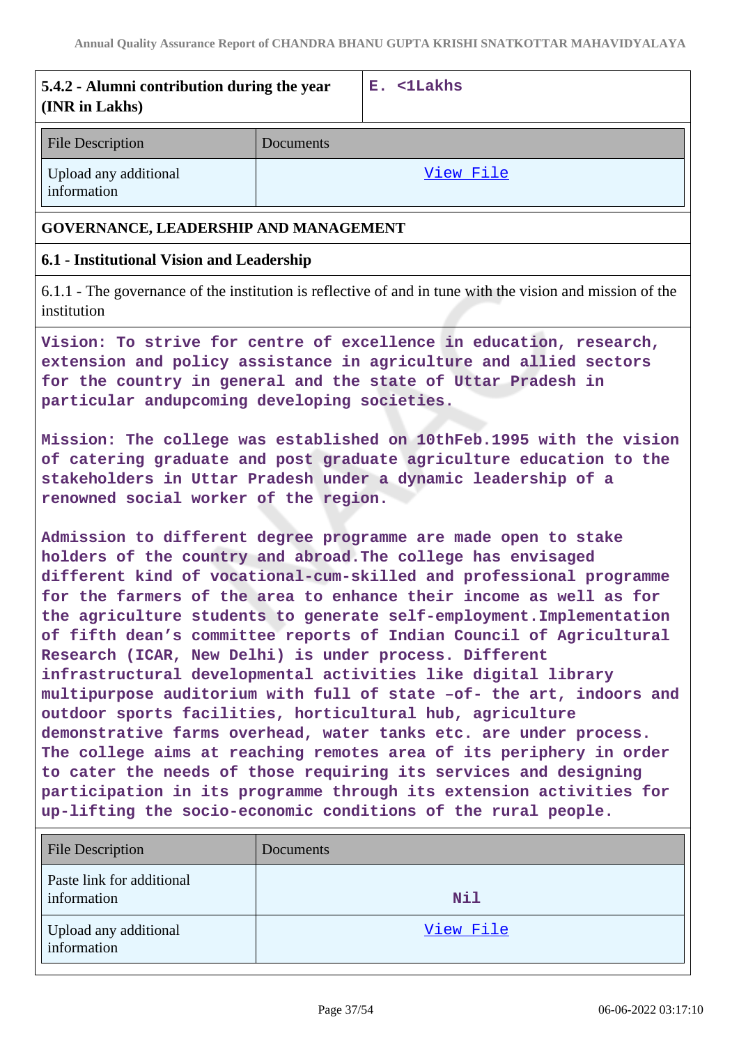| 5.4.2 - Alumni contribution during the year (INR in Lakhs) | E. <1Lakhs |
|---|---|

| File Description | Documents |
|---|---|
| Upload any additional information | View File |

## GOVERNANCE, LEADERSHIP AND MANAGEMENT

### 6.1 - Institutional Vision and Leadership

6.1.1 - The governance of the institution is reflective of and in tune with the vision and mission of the institution

**Vision: To strive for centre of excellence in education, research, extension and policy assistance in agriculture and allied sectors for the country in general and the state of Uttar Pradesh in particular andupcoming developing societies.**

**Mission: The college was established on 10thFeb.1995 with the vision of catering graduate and post graduate agriculture education to the stakeholders in Uttar Pradesh under a dynamic leadership of a renowned social worker of the region.**

**Admission to different degree programme are made open to stake holders of the country and abroad.The college has envisaged different kind of vocational-cum-skilled and professional programme for the farmers of the area to enhance their income as well as for the agriculture students to generate self-employment.Implementation of fifth dean's committee reports of Indian Council of Agricultural Research (ICAR, New Delhi) is under process. Different infrastructural developmental activities like digital library multipurpose auditorium with full of state –of- the art, indoors and outdoor sports facilities, horticultural hub, agriculture demonstrative farms overhead, water tanks etc. are under process. The college aims at reaching remotes area of its periphery in order to cater the needs of those requiring its services and designing participation in its programme through its extension activities for up-lifting the socio-economic conditions of the rural people.**

| File Description | Documents |
|---|---|
| Paste link for additional information | Nil |
| Upload any additional information | View File |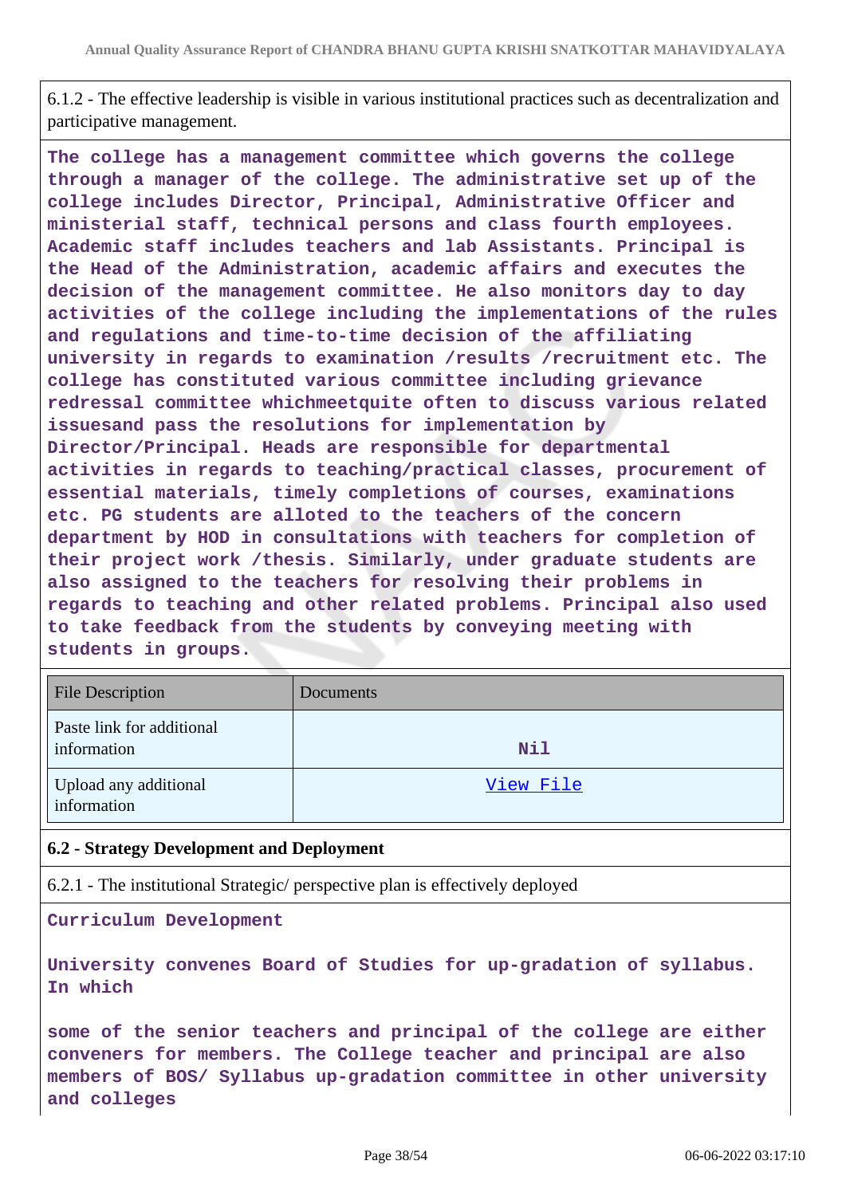6.1.2 - The effective leadership is visible in various institutional practices such as decentralization and participative management.

**The college has a management committee which governs the college through a manager of the college. The administrative set up of the college includes Director, Principal, Administrative Officer and ministerial staff, technical persons and class fourth employees. Academic staff includes teachers and lab Assistants. Principal is the Head of the Administration, academic affairs and executes the decision of the management committee. He also monitors day to day activities of the college including the implementations of the rules and regulations and time-to-time decision of the affiliating university in regards to examination /results /recruitment etc. The college has constituted various committee including grievance redressal committee whichmeetquite often to discuss various related issuesand pass the resolutions for implementation by Director/Principal. Heads are responsible for departmental activities in regards to teaching/practical classes, procurement of essential materials, timely completions of courses, examinations etc. PG students are alloted to the teachers of the concern department by HOD in consultations with teachers for completion of their project work /thesis. Similarly, under graduate students are also assigned to the teachers for resolving their problems in regards to teaching and other related problems. Principal also used to take feedback from the students by conveying meeting with students in groups.**

| File Description | Documents |
|---|---|
| Paste link for additional information | Nil |
| Upload any additional information | View File |

**6.2 - Strategy Development and Deployment**

6.2.1 - The institutional Strategic/ perspective plan is effectively deployed

**Curriculum Development**

**University convenes Board of Studies for up-gradation of syllabus. In which**

**some of the senior teachers and principal of the college are either conveners for members. The College teacher and principal are also members of BOS/ Syllabus up-gradation committee in other university and colleges**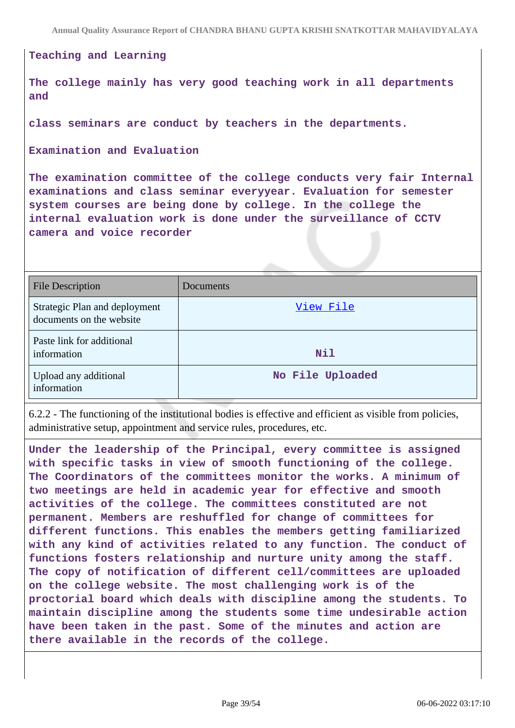**Teaching and Learning**

**The college mainly has very good teaching work in all departments and**

**class seminars are conduct by teachers in the departments.**

**Examination and Evaluation**

**The examination committee of the college conducts very fair Internal examinations and class seminar everyyear. Evaluation for semester system courses are being done by college. In the college the internal evaluation work is done under the surveillance of CCTV camera and voice recorder**

| File Description | Documents |
|---|---|
| Strategic Plan and deployment documents on the website | View File |
| Paste link for additional information | Nil |
| Upload any additional information | No File Uploaded |

6.2.2 - The functioning of the institutional bodies is effective and efficient as visible from policies, administrative setup, appointment and service rules, procedures, etc.

**Under the leadership of the Principal, every committee is assigned with specific tasks in view of smooth functioning of the college. The Coordinators of the committees monitor the works. A minimum of two meetings are held in academic year for effective and smooth activities of the college. The committees constituted are not permanent. Members are reshuffled for change of committees for different functions. This enables the members getting familiarized with any kind of activities related to any function. The conduct of functions fosters relationship and nurture unity among the staff. The copy of notification of different cell/committees are uploaded on the college website. The most challenging work is of the proctorial board which deals with discipline among the students. To maintain discipline among the students some time undesirable action have been taken in the past. Some of the minutes and action are there available in the records of the college.**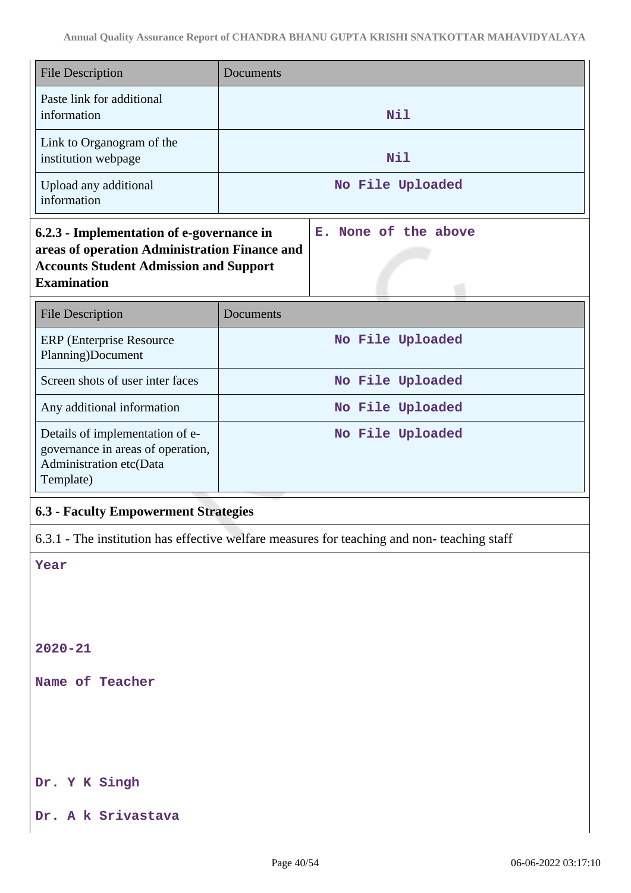| File Description | Documents |
|---|---|
| Paste link for additional information | Nil |
| Link to Organogram of the institution webpage | Nil |
| Upload any additional information | No File Uploaded |

| **6.2.3 - Implementation of e-governance in areas of operation Administration Finance and Accounts Student Admission and Support Examination** | E. None of the above |
|---|---|

| File Description | Documents |
|---|---|
| ERP (Enterprise Resource Planning)Document | No File Uploaded |
| Screen shots of user inter faces | No File Uploaded |
| Any additional information | No File Uploaded |
| Details of implementation of e-governance in areas of operation, Administration etc(Data Template) | No File Uploaded |

**6.3 - Faculty Empowerment Strategies**

6.3.1 - The institution has effective welfare measures for teaching and non- teaching staff

Year

2020-21

Name of Teacher

Dr. Y K Singh

Dr. A k Srivastava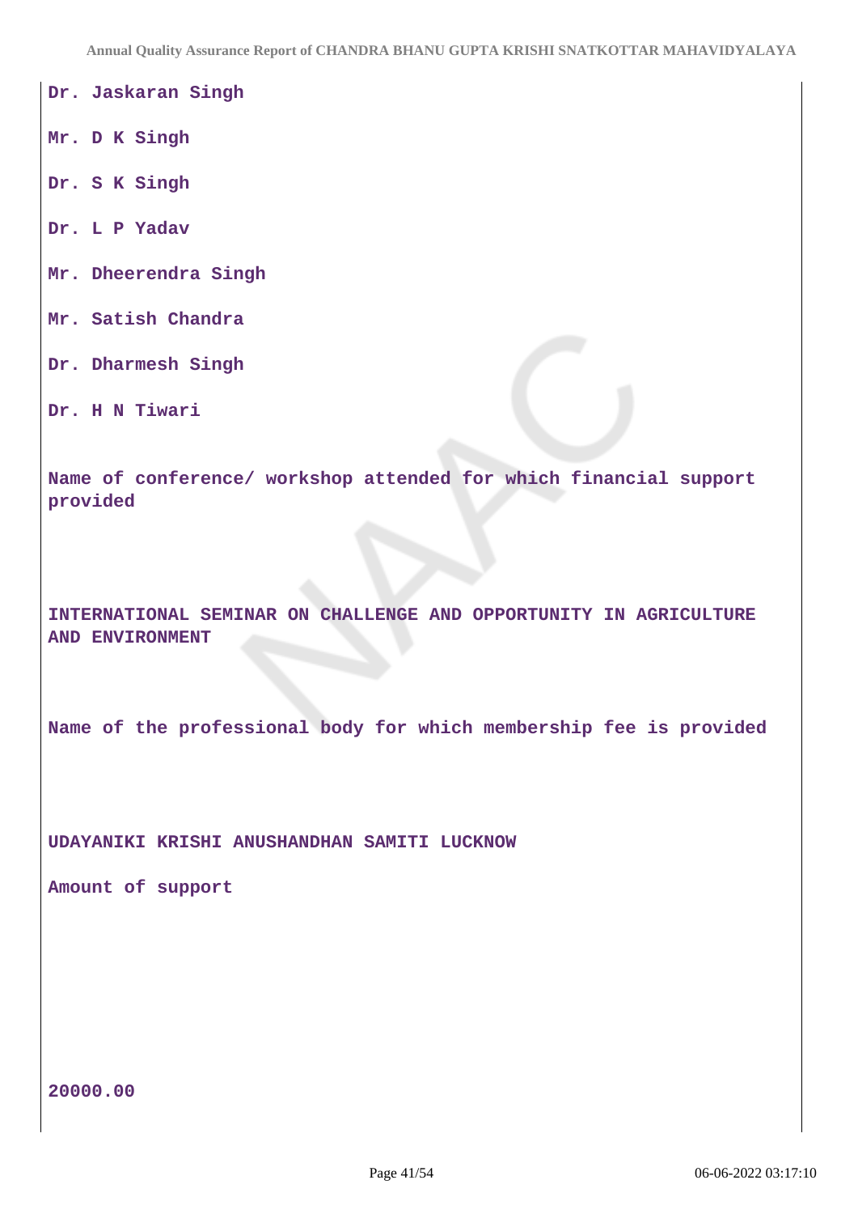Dr. Jaskaran Singh

Mr. D K Singh

Dr. S K Singh

Dr. L P Yadav

Mr. Dheerendra Singh

Mr. Satish Chandra

Dr. Dharmesh Singh

Dr. H N Tiwari

**Name of conference/ workshop attended for which financial support provided**

INTERNATIONAL SEMINAR ON CHALLENGE AND OPPORTUNITY IN AGRICULTURE AND ENVIRONMENT

**Name of the professional body for which membership fee is provided**

UDAYANIKI KRISHI ANUSHANDHAN SAMITI LUCKNOW

**Amount of support**

20000.00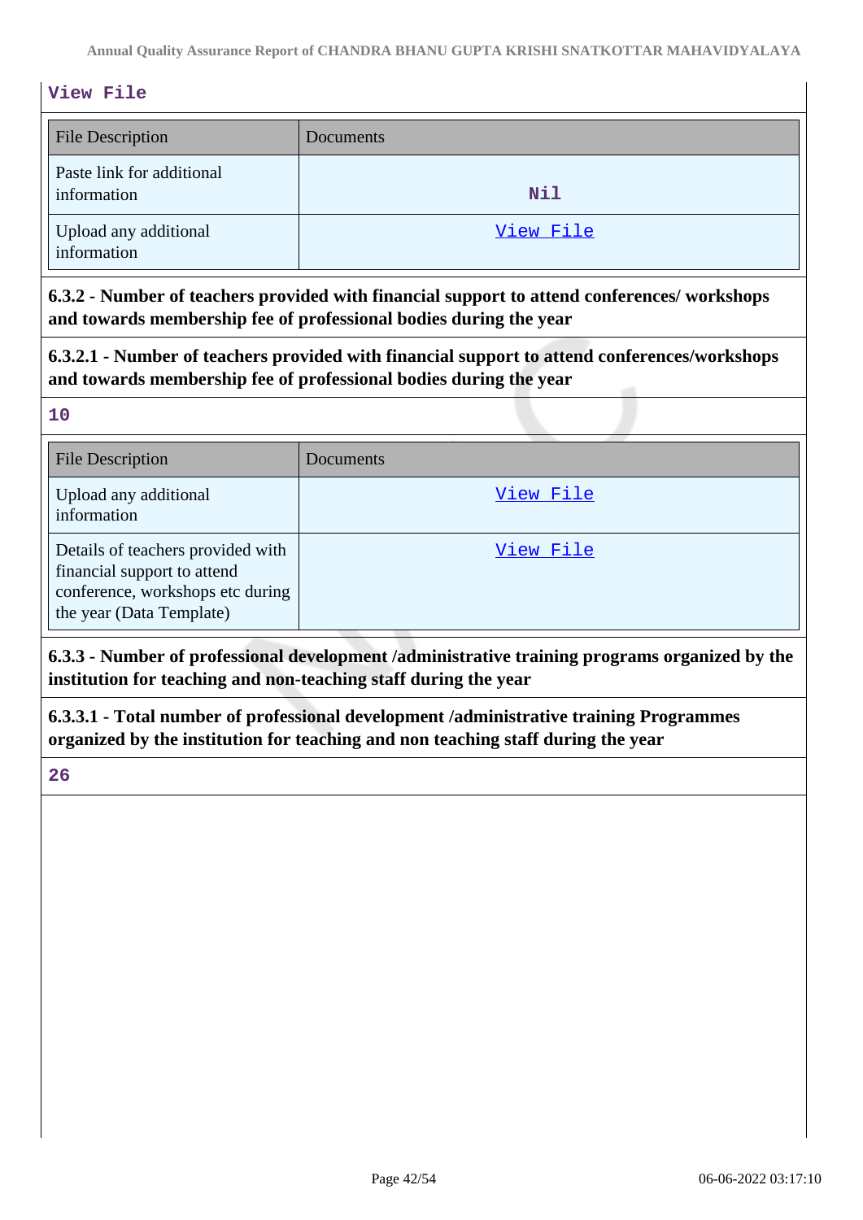**View File**

| File Description | Documents |
|---|---|
| Paste link for additional information | Nil |
| Upload any additional information | View File |

**6.3.2 - Number of teachers provided with financial support to attend conferences/ workshops and towards membership fee of professional bodies during the year**

**6.3.2.1 - Number of teachers provided with financial support to attend conferences/workshops and towards membership fee of professional bodies during the year**

**10**

| File Description | Documents |
|---|---|
| Upload any additional information | View File |
| Details of teachers provided with financial support to attend conference, workshops etc during the year (Data Template) | View File |

**6.3.3 - Number of professional development /administrative training programs organized by the institution for teaching and non-teaching staff during the year**

**6.3.3.1 - Total number of professional development /administrative training Programmes organized by the institution for teaching and non teaching staff during the year**

**26**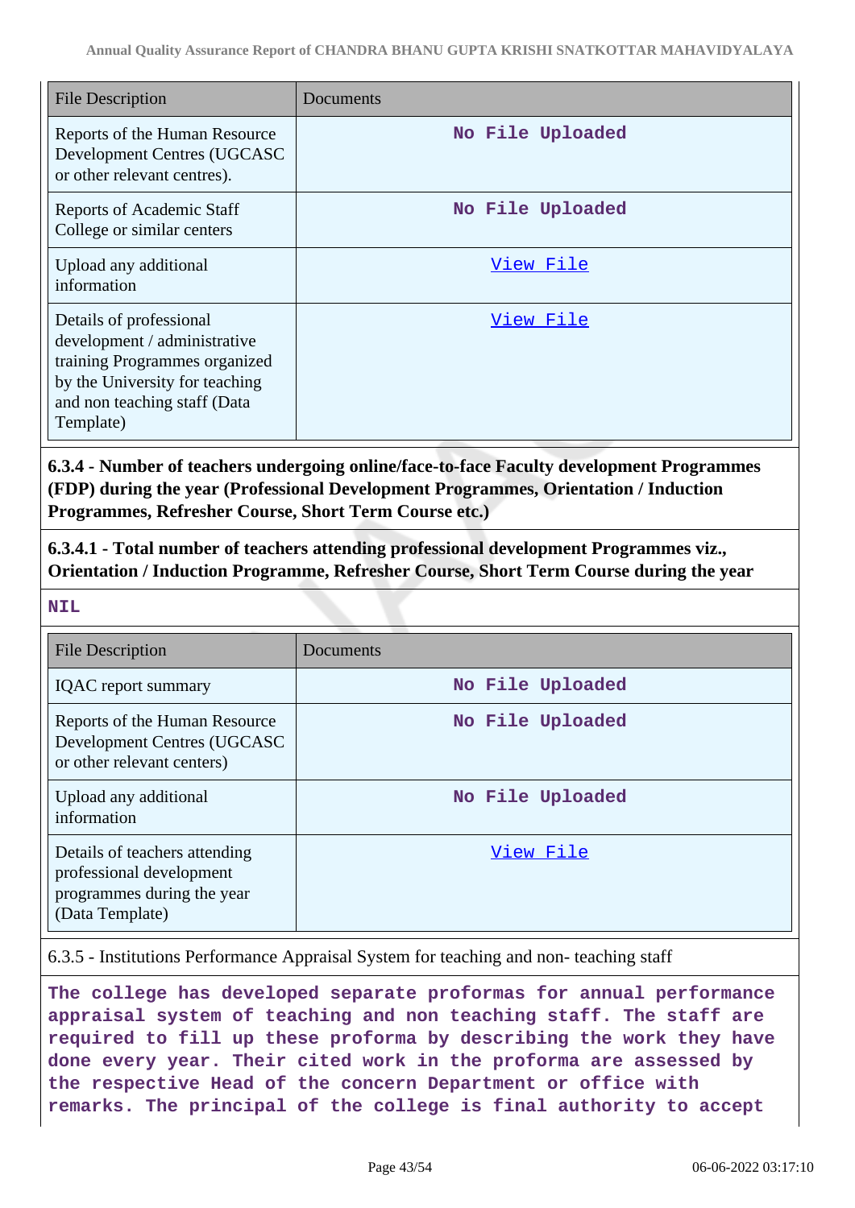| File Description | Documents |
|---|---|
| Reports of the Human Resource Development Centres (UGCASC or other relevant centres). | No File Uploaded |
| Reports of Academic Staff College or similar centers | No File Uploaded |
| Upload any additional information | View File |
| Details of professional development / administrative training Programmes organized by the University for teaching and non teaching staff (Data Template) | View File |

**6.3.4 - Number of teachers undergoing online/face-to-face Faculty development Programmes (FDP) during the year (Professional Development Programmes, Orientation / Induction Programmes, Refresher Course, Short Term Course etc.)**

**6.3.4.1 - Total number of teachers attending professional development Programmes viz., Orientation / Induction Programme, Refresher Course, Short Term Course during the year**

**NIL**

| File Description | Documents |
|---|---|
| IQAC report summary | No File Uploaded |
| Reports of the Human Resource Development Centres (UGCASC or other relevant centers) | No File Uploaded |
| Upload any additional information | No File Uploaded |
| Details of teachers attending professional development programmes during the year (Data Template) | View File |

6.3.5 - Institutions Performance Appraisal System for teaching and non- teaching staff

**The college has developed separate proformas for annual performance appraisal system of teaching and non teaching staff. The staff are required to fill up these proforma by describing the work they have done every year. Their cited work in the proforma are assessed by the respective Head of the concern Department or office with remarks. The principal of the college is final authority to accept**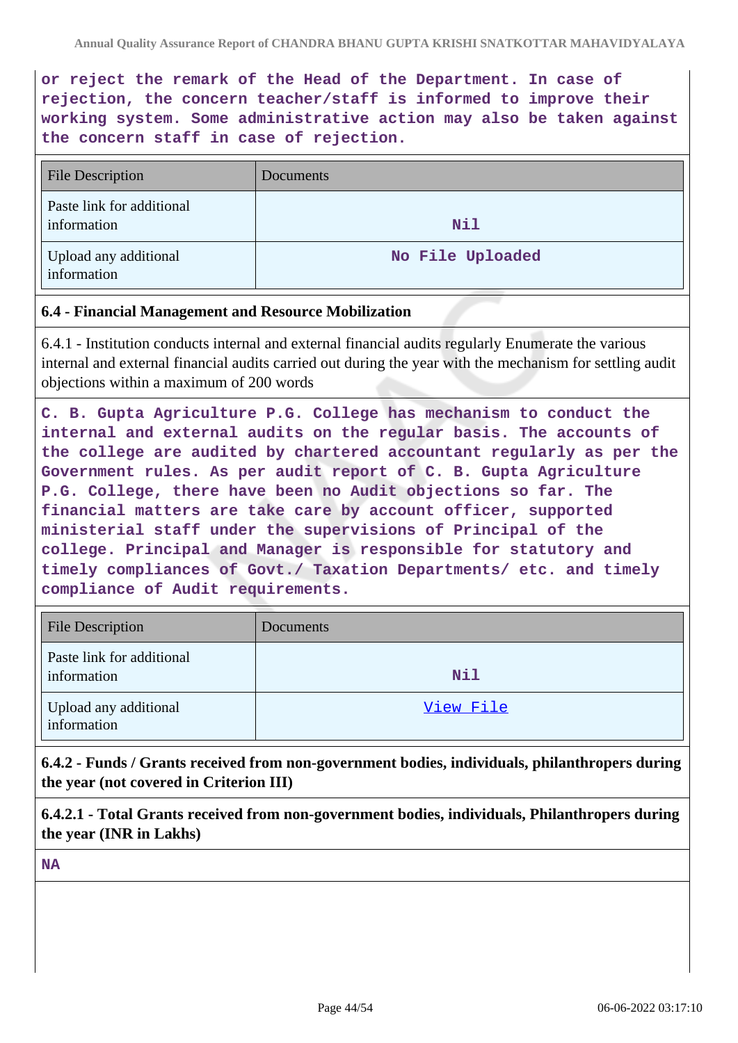**or reject the remark of the Head of the Department. In case of rejection, the concern teacher/staff is informed to improve their working system. Some administrative action may also be taken against the concern staff in case of rejection.**

| File Description | Documents |
|---|---|
| Paste link for additional information | Nil |
| Upload any additional information | No File Uploaded |

**6.4 - Financial Management and Resource Mobilization**

6.4.1 - Institution conducts internal and external financial audits regularly Enumerate the various internal and external financial audits carried out during the year with the mechanism for settling audit objections within a maximum of 200 words

**C. B. Gupta Agriculture P.G. College has mechanism to conduct the internal and external audits on the regular basis. The accounts of the college are audited by chartered accountant regularly as per the Government rules. As per audit report of C. B. Gupta Agriculture P.G. College, there have been no Audit objections so far. The financial matters are take care by account officer, supported ministerial staff under the supervisions of Principal of the college. Principal and Manager is responsible for statutory and timely compliances of Govt./ Taxation Departments/ etc. and timely compliance of Audit requirements.**

| File Description | Documents |
|---|---|
| Paste link for additional information | Nil |
| Upload any additional information | View File |

**6.4.2 - Funds / Grants received from non-government bodies, individuals, philanthropers during the year (not covered in Criterion III)**

**6.4.2.1 - Total Grants received from non-government bodies, individuals, Philanthropers during the year (INR in Lakhs)**

**NA**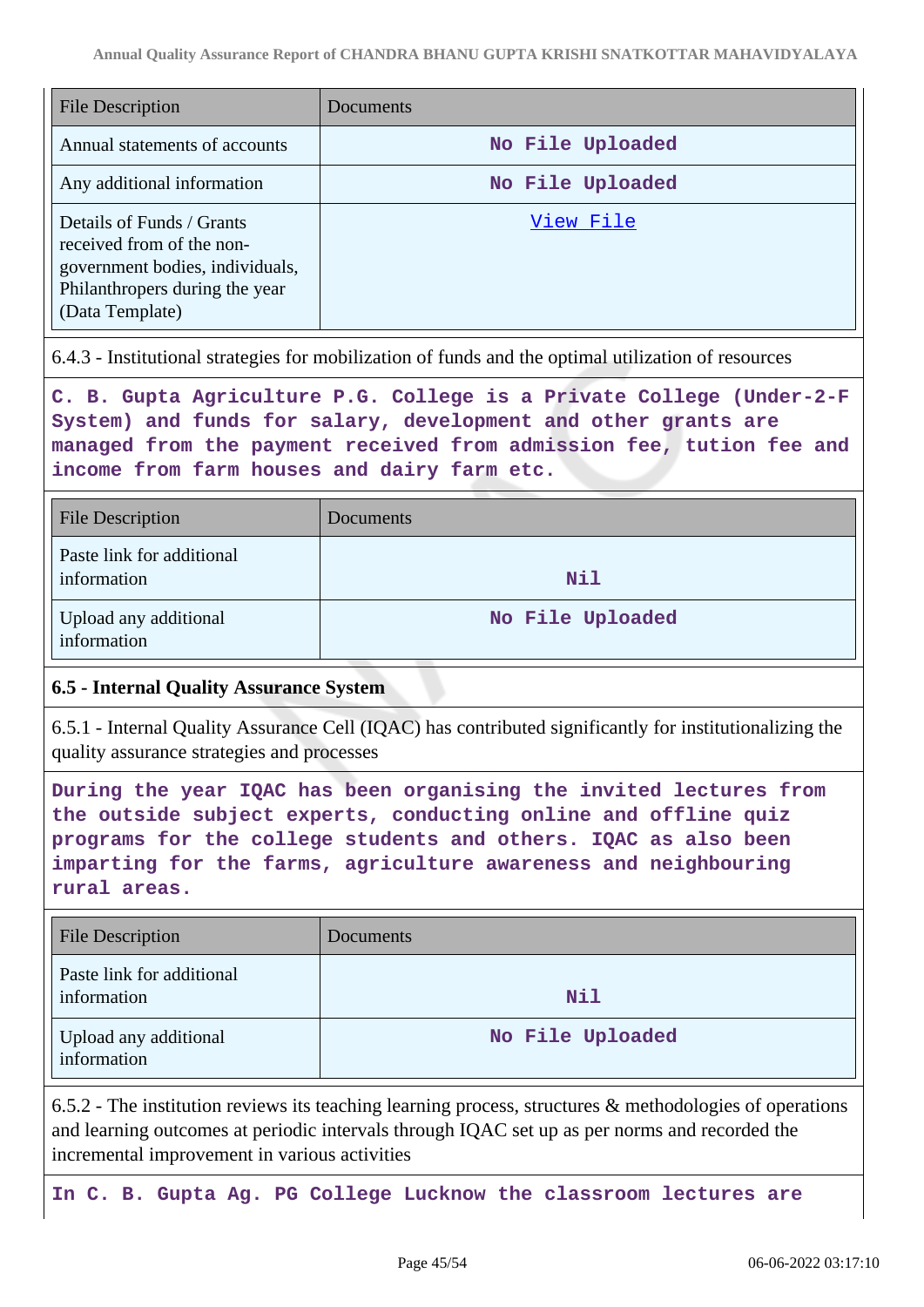| File Description | Documents |
|---|---|
| Annual statements of accounts | No File Uploaded |
| Any additional information | No File Uploaded |
| Details of Funds / Grants received from of the non-government bodies, individuals, Philanthropers during the year (Data Template) | View File |

6.4.3 - Institutional strategies for mobilization of funds and the optimal utilization of resources

**C. B. Gupta Agriculture P.G. College is a Private College (Under-2-F System) and funds for salary, development and other grants are managed from the payment received from admission fee, tution fee and income from farm houses and dairy farm etc.**

| File Description | Documents |
|---|---|
| Paste link for additional information | Nil |
| Upload any additional information | No File Uploaded |

**6.5 - Internal Quality Assurance System**

6.5.1 - Internal Quality Assurance Cell (IQAC) has contributed significantly for institutionalizing the quality assurance strategies and processes

**During the year IQAC has been organising the invited lectures from the outside subject experts, conducting online and offline quiz programs for the college students and others. IQAC as also been imparting for the farms, agriculture awareness and neighbouring rural areas.**

| File Description | Documents |
|---|---|
| Paste link for additional information | Nil |
| Upload any additional information | No File Uploaded |

6.5.2 - The institution reviews its teaching learning process, structures & methodologies of operations and learning outcomes at periodic intervals through IQAC set up as per norms and recorded the incremental improvement in various activities

**In C. B. Gupta Ag. PG College Lucknow the classroom lectures are**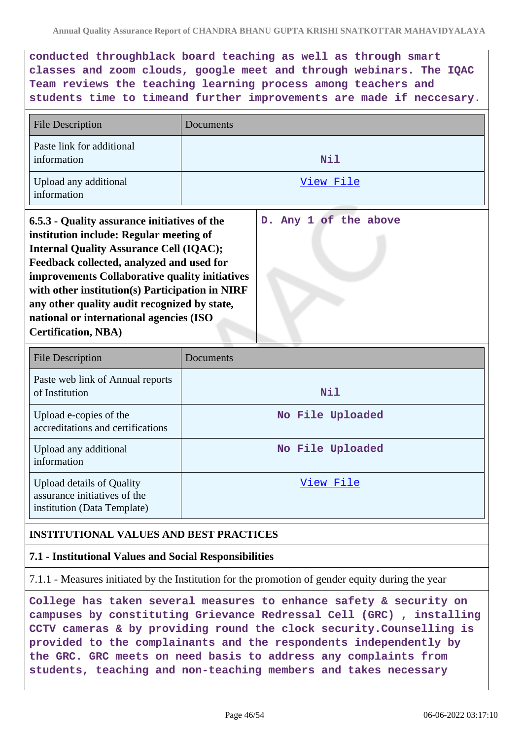conducted throughblack board teaching as well as through smart classes and zoom clouds, google meet and through webinars. The IQAC Team reviews the teaching learning process among teachers and students time to timeand further improvements are made if neccesary.

| File Description | Documents |
|---|---|
| Paste link for additional information | Nil |
| Upload any additional information | View File |

| | |
|---|---|
| **6.5.3 - Quality assurance initiatives of the institution include: Regular meeting of Internal Quality Assurance Cell (IQAC); Feedback collected, analyzed and used for improvements Collaborative quality initiatives with other institution(s) Participation in NIRF any other quality audit recognized by state, national or international agencies (ISO Certification, NBA)** | D. Any 1 of the above |

| File Description | Documents |
|---|---|
| Paste web link of Annual reports of Institution | Nil |
| Upload e-copies of the accreditations and certifications | No File Uploaded |
| Upload any additional information | No File Uploaded |
| Upload details of Quality assurance initiatives of the institution (Data Template) | View File |

## INSTITUTIONAL VALUES AND BEST PRACTICES

### 7.1 - Institutional Values and Social Responsibilities

7.1.1 - Measures initiated by the Institution for the promotion of gender equity during the year

College has taken several measures to enhance safety & security on campuses by constituting Grievance Redressal Cell (GRC) , installing CCTV cameras & by providing round the clock security.Counselling is provided to the complainants and the respondents independently by the GRC. GRC meets on need basis to address any complaints from students, teaching and non-teaching members and takes necessary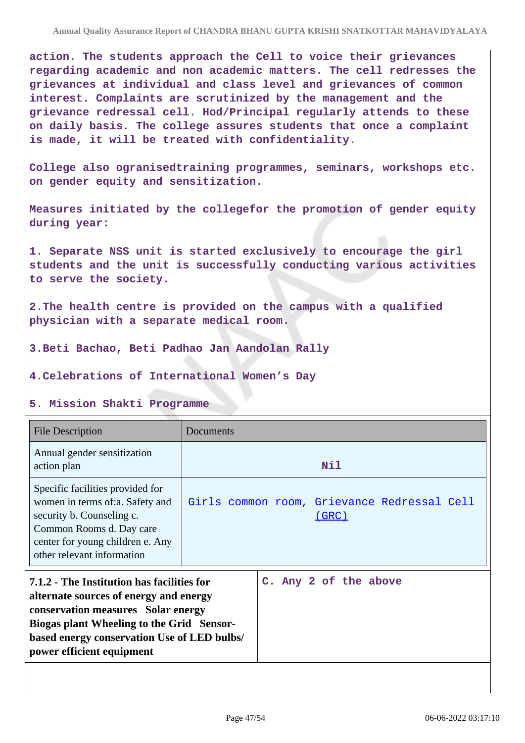action. The students approach the Cell to voice their grievances regarding academic and non academic matters. The cell redresses the grievances at individual and class level and grievances of common interest. Complaints are scrutinized by the management and the grievance redressal cell. Hod/Principal regularly attends to these on daily basis. The college assures students that once a complaint is made, it will be treated with confidentiality.

College also ogranisedtraining programmes, seminars, workshops etc. on gender equity and sensitization.

Measures initiated by the collegefor the promotion of gender equity during year:

1. Separate NSS unit is started exclusively to encourage the girl students and the unit is successfully conducting various activities to serve the society.

2.The health centre is provided on the campus with a qualified physician with a separate medical room.

3.Beti Bachao, Beti Padhao Jan Aandolan Rally

4.Celebrations of International Women's Day

5. Mission Shakti Programme

| File Description | Documents |
|---|---|
| Annual gender sensitization action plan | Nil |
| Specific facilities provided for women in terms of:a. Safety and security b. Counseling c. Common Rooms d. Day care center for young children e. Any other relevant information | Girls common room, Grievance Redressal Cell (GRC) |

| **7.1.2 - The Institution has facilities for alternate sources of energy and energy conservation measures Solar energy Biogas plant Wheeling to the Grid Sensor-based energy conservation Use of LED bulbs/ power efficient equipment** | C. Any 2 of the above |
|---|---|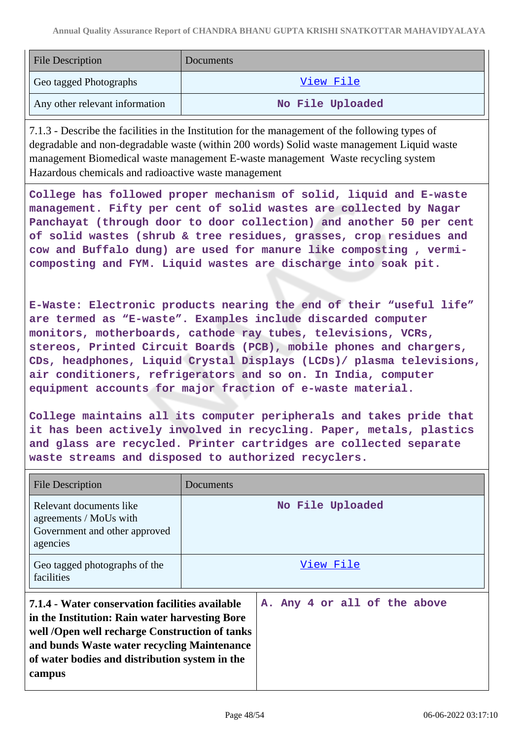| File Description | Documents |
| --- | --- |
| Geo tagged Photographs | View File |
| Any other relevant information | No File Uploaded |

7.1.3 - Describe the facilities in the Institution for the management of the following types of degradable and non-degradable waste (within 200 words) Solid waste management Liquid waste management Biomedical waste management E-waste management Waste recycling system Hazardous chemicals and radioactive waste management

College has followed proper mechanism of solid, liquid and E-waste management. Fifty per cent of solid wastes are collected by Nagar Panchayat (through door to door collection) and another 50 per cent of solid wastes (shrub & tree residues, grasses, crop residues and cow and Buffalo dung) are used for manure like composting , vermi-composting and FYM. Liquid wastes are discharge into soak pit.

E-Waste: Electronic products nearing the end of their "useful life" are termed as "E-waste". Examples include discarded computer monitors, motherboards, cathode ray tubes, televisions, VCRs, stereos, Printed Circuit Boards (PCB), mobile phones and chargers, CDs, headphones, Liquid Crystal Displays (LCDs)/ plasma televisions, air conditioners, refrigerators and so on. In India, computer equipment accounts for major fraction of e-waste material.

College maintains all its computer peripherals and takes pride that it has been actively involved in recycling. Paper, metals, plastics and glass are recycled. Printer cartridges are collected separate waste streams and disposed to authorized recyclers.

| File Description | Documents |
| --- | --- |
| Relevant documents like agreements / MoUs with Government and other approved agencies | No File Uploaded |
| Geo tagged photographs of the facilities | View File |

| 7.1.4 - Water conservation facilities available in the Institution: Rain water harvesting Bore well /Open well recharge Construction of tanks and bunds Waste water recycling Maintenance of water bodies and distribution system in the campus | A. Any 4 or all of the above |
| --- | --- |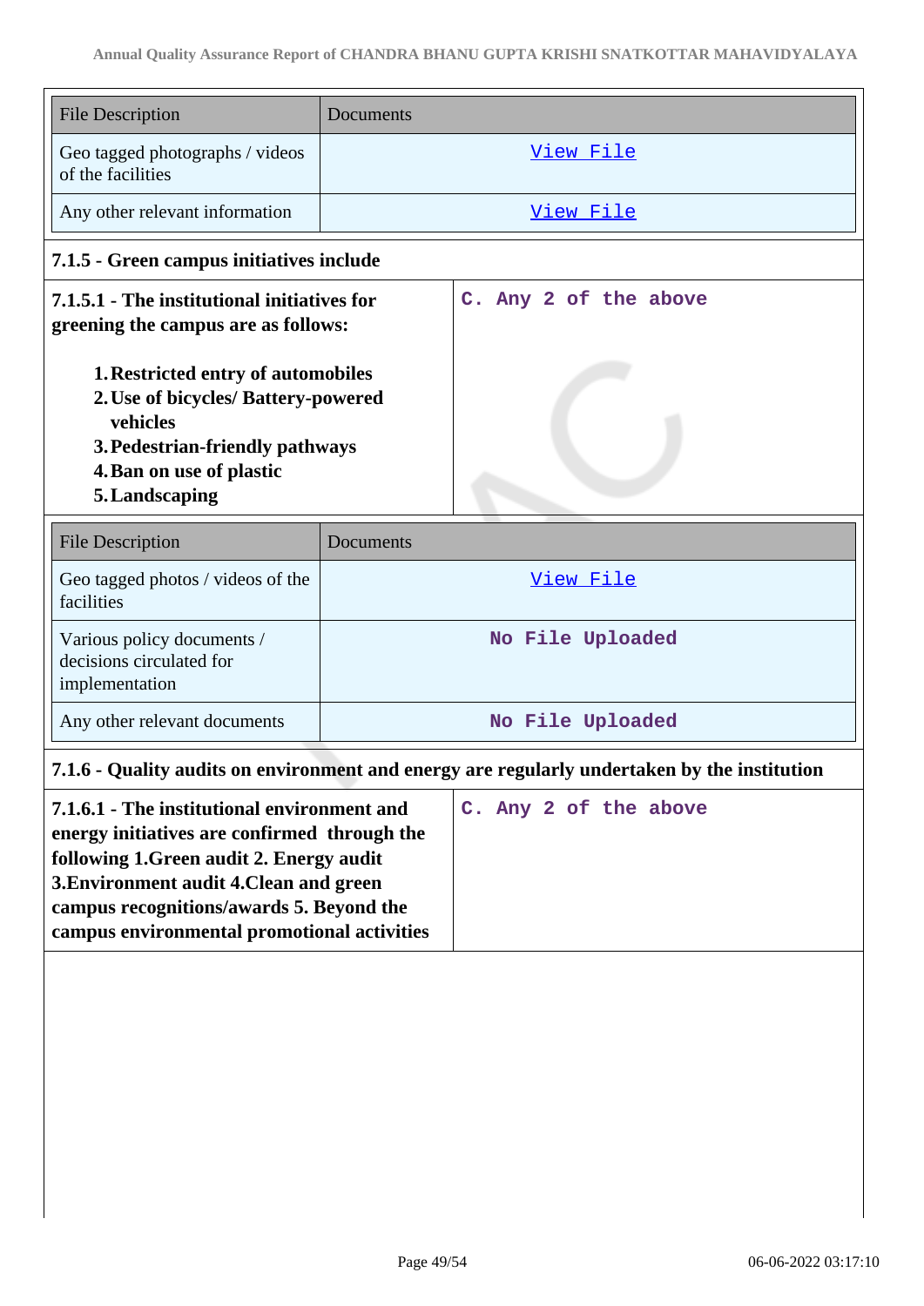| File Description | Documents |
|---|---|
| Geo tagged photographs / videos of the facilities | View File |
| Any other relevant information | View File |

**7.1.5 - Green campus initiatives include**

| **7.1.5.1 - The institutional initiatives for greening the campus are as follows:**<br><br>1. **Restricted entry of automobiles**<br>2. **Use of bicycles/ Battery-powered vehicles**<br>3. **Pedestrian-friendly pathways**<br>4. **Ban on use of plastic**<br>5. **Landscaping** | C. Any 2 of the above |
|---|---|

| File Description | Documents |
|---|---|
| Geo tagged photos / videos of the facilities | View File |
| Various policy documents / decisions circulated for implementation | No File Uploaded |
| Any other relevant documents | No File Uploaded |

**7.1.6 - Quality audits on environment and energy are regularly undertaken by the institution**

| **7.1.6.1 - The institutional environment and energy initiatives are confirmed through the following 1.Green audit 2. Energy audit 3.Environment audit 4.Clean and green campus recognitions/awards 5. Beyond the campus environmental promotional activities** | C. Any 2 of the above |
|---|---|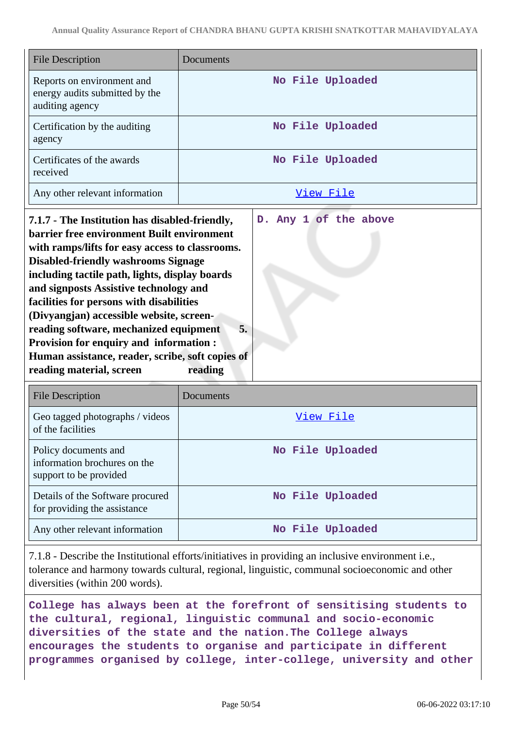| File Description | Documents |
|---|---|
| Reports on environment and energy audits submitted by the auditing agency | No File Uploaded |
| Certification by the auditing agency | No File Uploaded |
| Certificates of the awards received | No File Uploaded |
| Any other relevant information | View File |

| **7.1.7 - The Institution has disabled-friendly, barrier free environment Built environment with ramps/lifts for easy access to classrooms. Disabled-friendly washrooms Signage including tactile path, lights, display boards and signposts Assistive technology and facilities for persons with disabilities (Divyangjan) accessible website, screen-reading software, mechanized equipment 5. Provision for enquiry and information : Human assistance, reader, scribe, soft copies of reading material, screen reading** | **D. Any 1 of the above** |
|---|---|

| File Description | Documents |
|---|---|
| Geo tagged photographs / videos of the facilities | View File |
| Policy documents and information brochures on the support to be provided | No File Uploaded |
| Details of the Software procured for providing the assistance | No File Uploaded |
| Any other relevant information | No File Uploaded |

7.1.8 - Describe the Institutional efforts/initiatives in providing an inclusive environment i.e., tolerance and harmony towards cultural, regional, linguistic, communal socioeconomic and other diversities (within 200 words).

**College has always been at the forefront of sensitising students to the cultural, regional, linguistic communal and socio-economic diversities of the state and the nation.The College always encourages the students to organise and participate in different programmes organised by college, inter-college, university and other**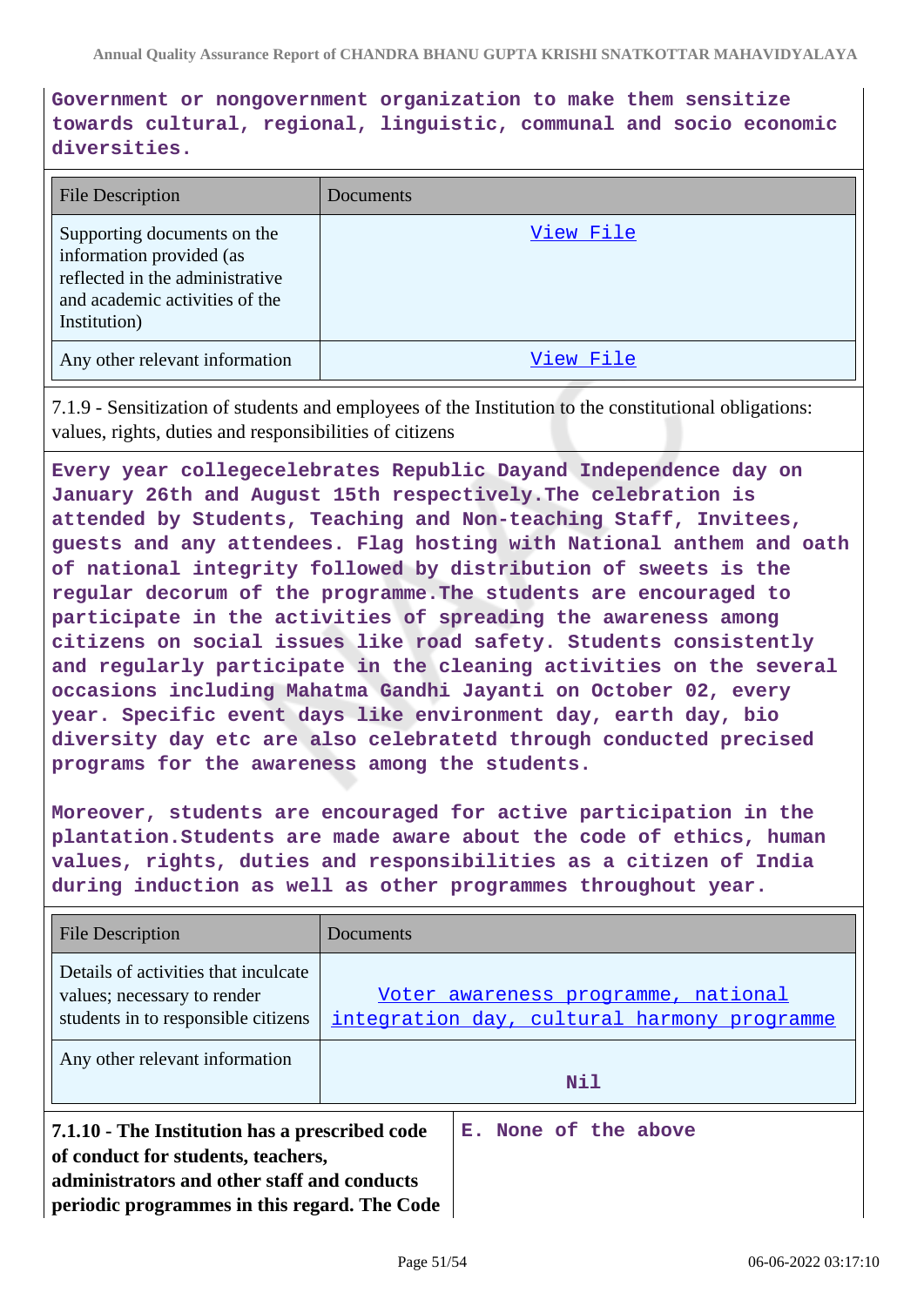**Government or nongovernment organization to make them sensitize towards cultural, regional, linguistic, communal and socio economic diversities.**

| File Description | Documents |
| --- | --- |
| Supporting documents on the information provided (as reflected in the administrative and academic activities of the Institution) | View File |
| Any other relevant information | View File |

7.1.9 - Sensitization of students and employees of the Institution to the constitutional obligations: values, rights, duties and responsibilities of citizens

**Every year collegecelebrates Republic Dayand Independence day on January 26th and August 15th respectively.The celebration is attended by Students, Teaching and Non-teaching Staff, Invitees, guests and any attendees. Flag hosting with National anthem and oath of national integrity followed by distribution of sweets is the regular decorum of the programme.The students are encouraged to participate in the activities of spreading the awareness among citizens on social issues like road safety. Students consistently and regularly participate in the cleaning activities on the several occasions including Mahatma Gandhi Jayanti on October 02, every year. Specific event days like environment day, earth day, bio diversity day etc are also celebratetd through conducted precised programs for the awareness among the students.**

**Moreover, students are encouraged for active participation in the plantation.Students are made aware about the code of ethics, human values, rights, duties and responsibilities as a citizen of India during induction as well as other programmes throughout year.**

| File Description | Documents |
| --- | --- |
| Details of activities that inculcate values; necessary to render students in to responsible citizens | Voter awareness programme, national integration day, cultural harmony programme |
| Any other relevant information | **Nil** |

| **7.1.10 - The Institution has a prescribed code of conduct for students, teachers, administrators and other staff and conducts periodic programmes in this regard. The Code** | **E. None of the above** |
| --- | --- |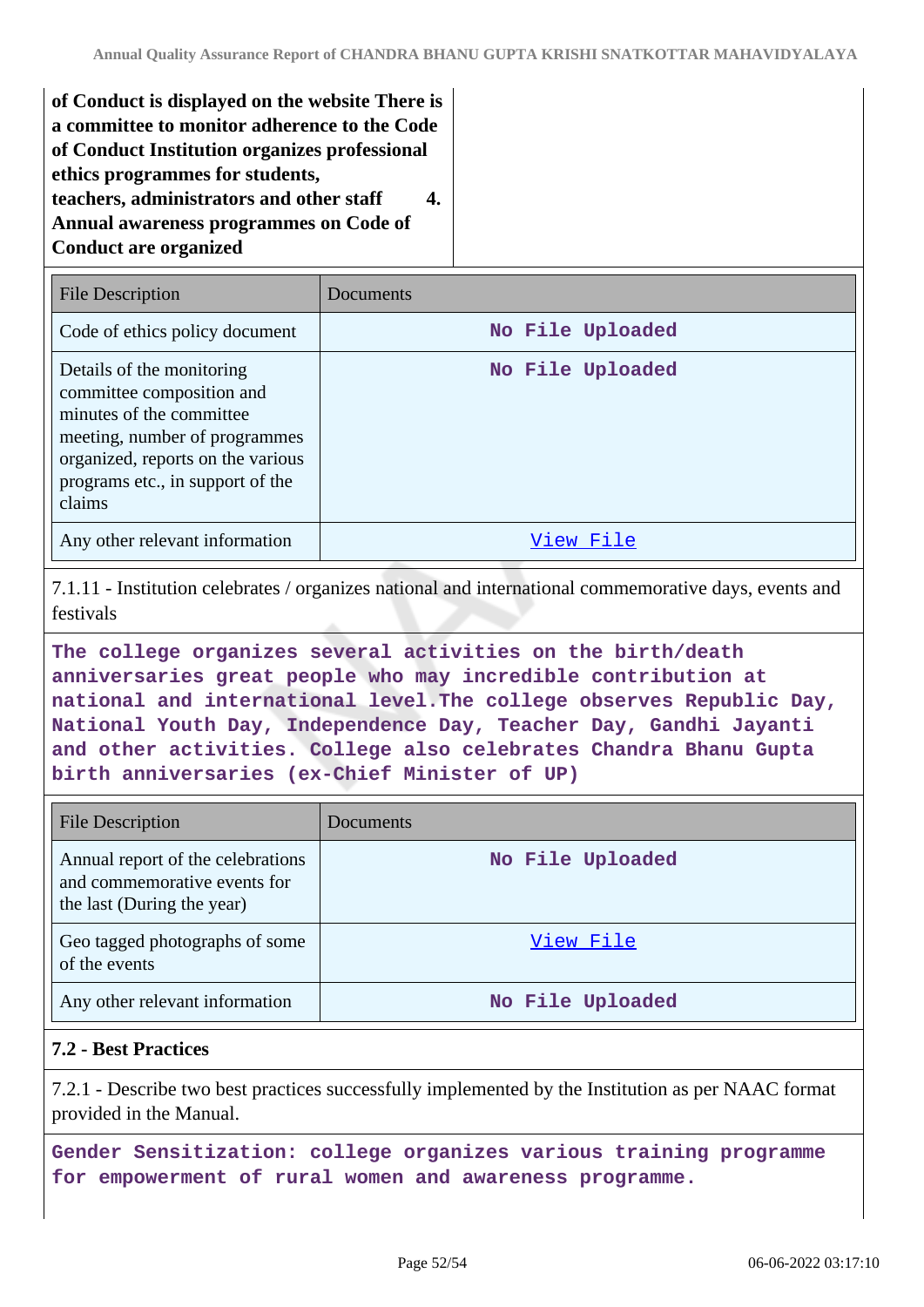**of Conduct is displayed on the website There is a committee to monitor adherence to the Code of Conduct Institution organizes professional ethics programmes for students, teachers, administrators and other staff 4. Annual awareness programmes on Code of Conduct are organized**

| File Description | Documents |
|---|---|
| Code of ethics policy document | No File Uploaded |
| Details of the monitoring committee composition and minutes of the committee meeting, number of programmes organized, reports on the various programs etc., in support of the claims | No File Uploaded |
| Any other relevant information | View File |

7.1.11 - Institution celebrates / organizes national and international commemorative days, events and festivals

**The college organizes several activities on the birth/death anniversaries great people who may incredible contribution at national and international level.The college observes Republic Day, National Youth Day, Independence Day, Teacher Day, Gandhi Jayanti and other activities. College also celebrates Chandra Bhanu Gupta birth anniversaries (ex-Chief Minister of UP)**

| File Description | Documents |
|---|---|
| Annual report of the celebrations and commemorative events for the last (During the year) | No File Uploaded |
| Geo tagged photographs of some of the events | View File |
| Any other relevant information | No File Uploaded |

**7.2 - Best Practices**

7.2.1 - Describe two best practices successfully implemented by the Institution as per NAAC format provided in the Manual.

**Gender Sensitization: college organizes various training programme for empowerment of rural women and awareness programme.**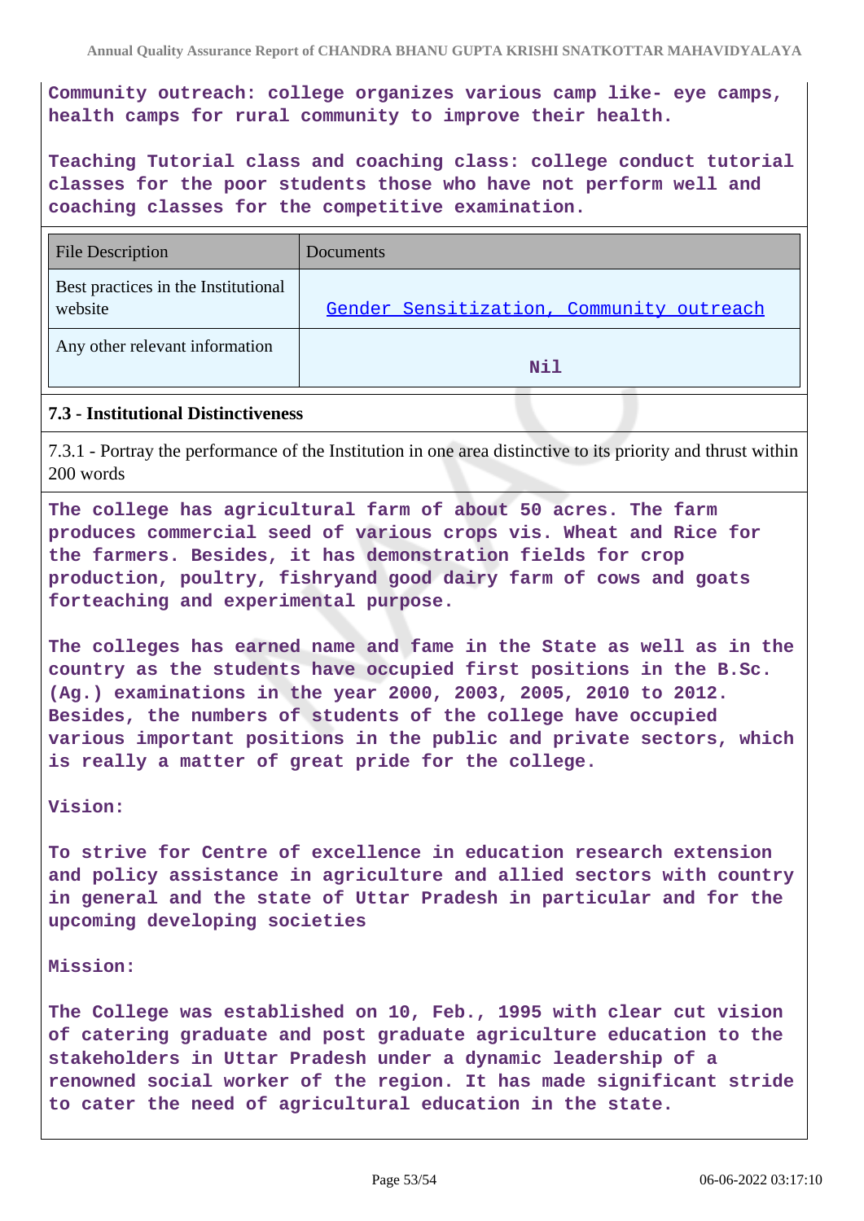Community outreach: college organizes various camp like- eye camps, health camps for rural community to improve their health.

Teaching Tutorial class and coaching class: college conduct tutorial classes for the poor students those who have not perform well and coaching classes for the competitive examination.

| File Description | Documents |
|---|---|
| Best practices in the Institutional website | Gender Sensitization, Community outreach |
| Any other relevant information | Nil |

**7.3 - Institutional Distinctiveness**

7.3.1 - Portray the performance of the Institution in one area distinctive to its priority and thrust within 200 words

The college has agricultural farm of about 50 acres. The farm produces commercial seed of various crops vis. Wheat and Rice for the farmers. Besides, it has demonstration fields for crop production, poultry, fishryand good dairy farm of cows and goats forteaching and experimental purpose.

The colleges has earned name and fame in the State as well as in the country as the students have occupied first positions in the B.Sc. (Ag.) examinations in the year 2000, 2003, 2005, 2010 to 2012. Besides, the numbers of students of the college have occupied various important positions in the public and private sectors, which is really a matter of great pride for the college.

Vision:

To strive for Centre of excellence in education research extension and policy assistance in agriculture and allied sectors with country in general and the state of Uttar Pradesh in particular and for the upcoming developing societies

Mission:

The College was established on 10, Feb., 1995 with clear cut vision of catering graduate and post graduate agriculture education to the stakeholders in Uttar Pradesh under a dynamic leadership of a renowned social worker of the region. It has made significant stride to cater the need of agricultural education in the state.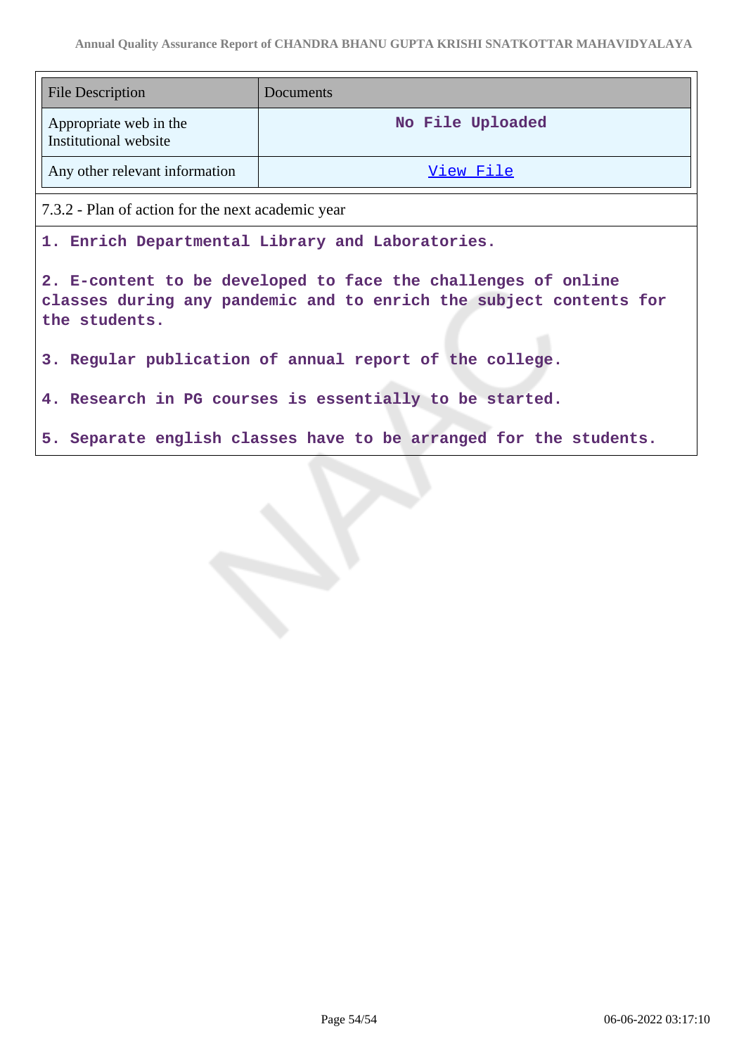| File Description | Documents |
|---|---|
| Appropriate web in the Institutional website | No File Uploaded |
| Any other relevant information | View File |

7.3.2 - Plan of action for the next academic year

1. Enrich Departmental Library and Laboratories.

2. E-content to be developed to face the challenges of online classes during any pandemic and to enrich the subject contents for the students.

3. Regular publication of annual report of the college.

4. Research in PG courses is essentially to be started.

5. Separate english classes have to be arranged for the students.